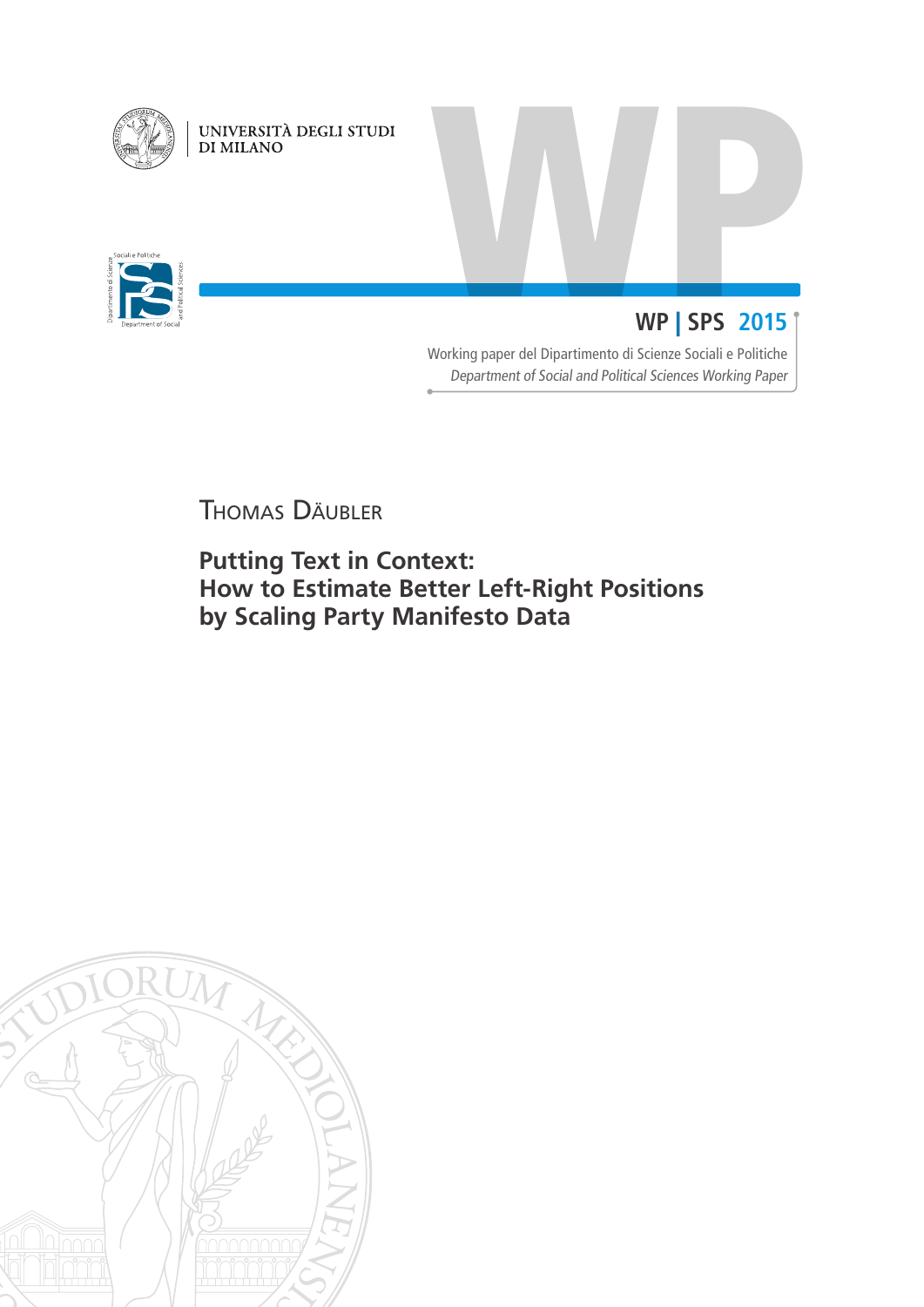UNIVERSITÀ DEGLI STUDI DI MILANO

WP | SPS 2015

Working paper del Dipartimento di Scienze Sociali e Politiche

*Department of Social and Political Sciences Working Paper*

Thomas Däubler

# Putting Text in Context: How to Estimate Better Left-Right Positions by Scaling Party Manifesto Data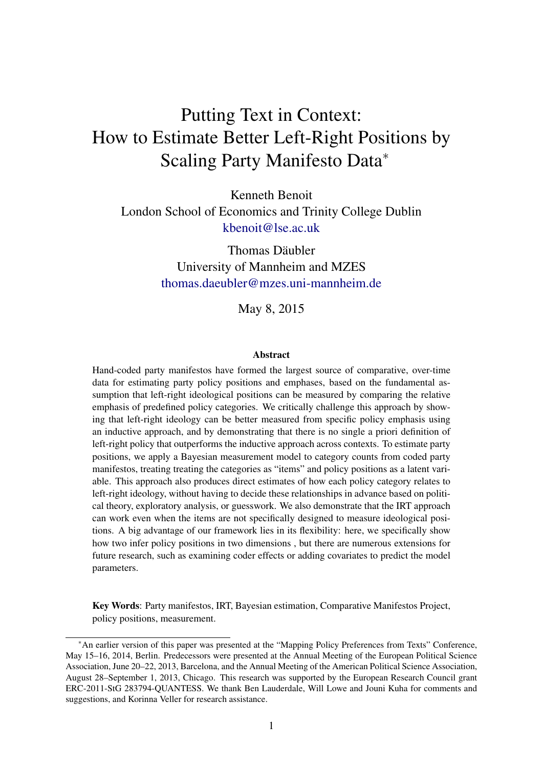# Putting Text in Context: How to Estimate Better Left-Right Positions by Scaling Party Manifesto Data*

Kenneth Benoit
London School of Economics and Trinity College Dublin
kbenoit@lse.ac.uk

Thomas Däubler
University of Mannheim and MZES
thomas.daeubler@mzes.uni-mannheim.de

May 8, 2015

### Abstract

Hand-coded party manifestos have formed the largest source of comparative, over-time data for estimating party policy positions and emphases, based on the fundamental assumption that left-right ideological positions can be measured by comparing the relative emphasis of predefined policy categories. We critically challenge this approach by showing that left-right ideology can be better measured from specific policy emphasis using an inductive approach, and by demonstrating that there is no single a priori definition of left-right policy that outperforms the inductive approach across contexts. To estimate party positions, we apply a Bayesian measurement model to category counts from coded party manifestos, treating treating the categories as "items" and policy positions as a latent variable. This approach also produces direct estimates of how each policy category relates to left-right ideology, without having to decide these relationships in advance based on political theory, exploratory analysis, or guesswork. We also demonstrate that the IRT approach can work even when the items are not specifically designed to measure ideological positions. A big advantage of our framework lies in its flexibility: here, we specifically show how two infer policy positions in two dimensions , but there are numerous extensions for future research, such as examining coder effects or adding covariates to predict the model parameters.

**Key Words**: Party manifestos, IRT, Bayesian estimation, Comparative Manifestos Project, policy positions, measurement.

*An earlier version of this paper was presented at the "Mapping Policy Preferences from Texts" Conference, May 15–16, 2014, Berlin. Predecessors were presented at the Annual Meeting of the European Political Science Association, June 20–22, 2013, Barcelona, and the Annual Meeting of the American Political Science Association, August 28–September 1, 2013, Chicago. This research was supported by the European Research Council grant ERC-2011-StG 283794-QUANTESS. We thank Ben Lauderdale, Will Lowe and Jouni Kuha for comments and suggestions, and Korinna Veller for research assistance.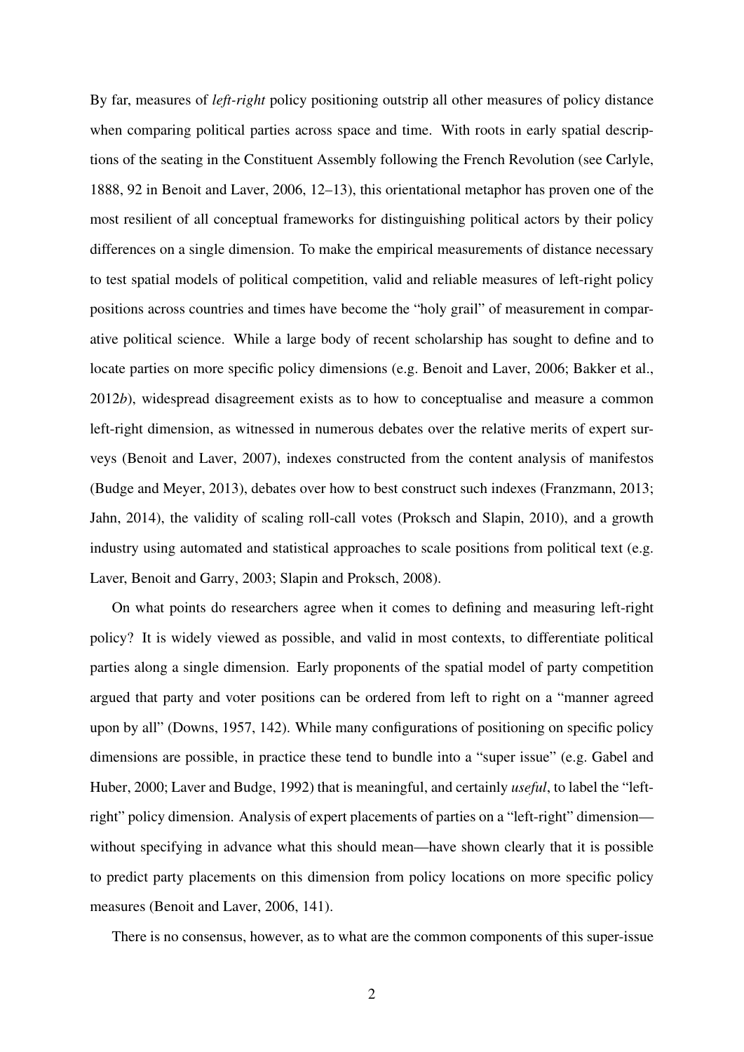By far, measures of *left-right* policy positioning outstrip all other measures of policy distance when comparing political parties across space and time. With roots in early spatial descriptions of the seating in the Constituent Assembly following the French Revolution (see Carlyle, 1888, 92 in Benoit and Laver, 2006, 12–13), this orientational metaphor has proven one of the most resilient of all conceptual frameworks for distinguishing political actors by their policy differences on a single dimension. To make the empirical measurements of distance necessary to test spatial models of political competition, valid and reliable measures of left-right policy positions across countries and times have become the "holy grail" of measurement in comparative political science. While a large body of recent scholarship has sought to define and to locate parties on more specific policy dimensions (e.g. Benoit and Laver, 2006; Bakker et al., 2012*b*), widespread disagreement exists as to how to conceptualise and measure a common left-right dimension, as witnessed in numerous debates over the relative merits of expert surveys (Benoit and Laver, 2007), indexes constructed from the content analysis of manifestos (Budge and Meyer, 2013), debates over how to best construct such indexes (Franzmann, 2013; Jahn, 2014), the validity of scaling roll-call votes (Proksch and Slapin, 2010), and a growth industry using automated and statistical approaches to scale positions from political text (e.g. Laver, Benoit and Garry, 2003; Slapin and Proksch, 2008).

On what points do researchers agree when it comes to defining and measuring left-right policy? It is widely viewed as possible, and valid in most contexts, to differentiate political parties along a single dimension. Early proponents of the spatial model of party competition argued that party and voter positions can be ordered from left to right on a "manner agreed upon by all" (Downs, 1957, 142). While many configurations of positioning on specific policy dimensions are possible, in practice these tend to bundle into a "super issue" (e.g. Gabel and Huber, 2000; Laver and Budge, 1992) that is meaningful, and certainly *useful*, to label the "left-right" policy dimension. Analysis of expert placements of parties on a "left-right" dimension—without specifying in advance what this should mean—have shown clearly that it is possible to predict party placements on this dimension from policy locations on more specific policy measures (Benoit and Laver, 2006, 141).

There is no consensus, however, as to what are the common components of this super-issue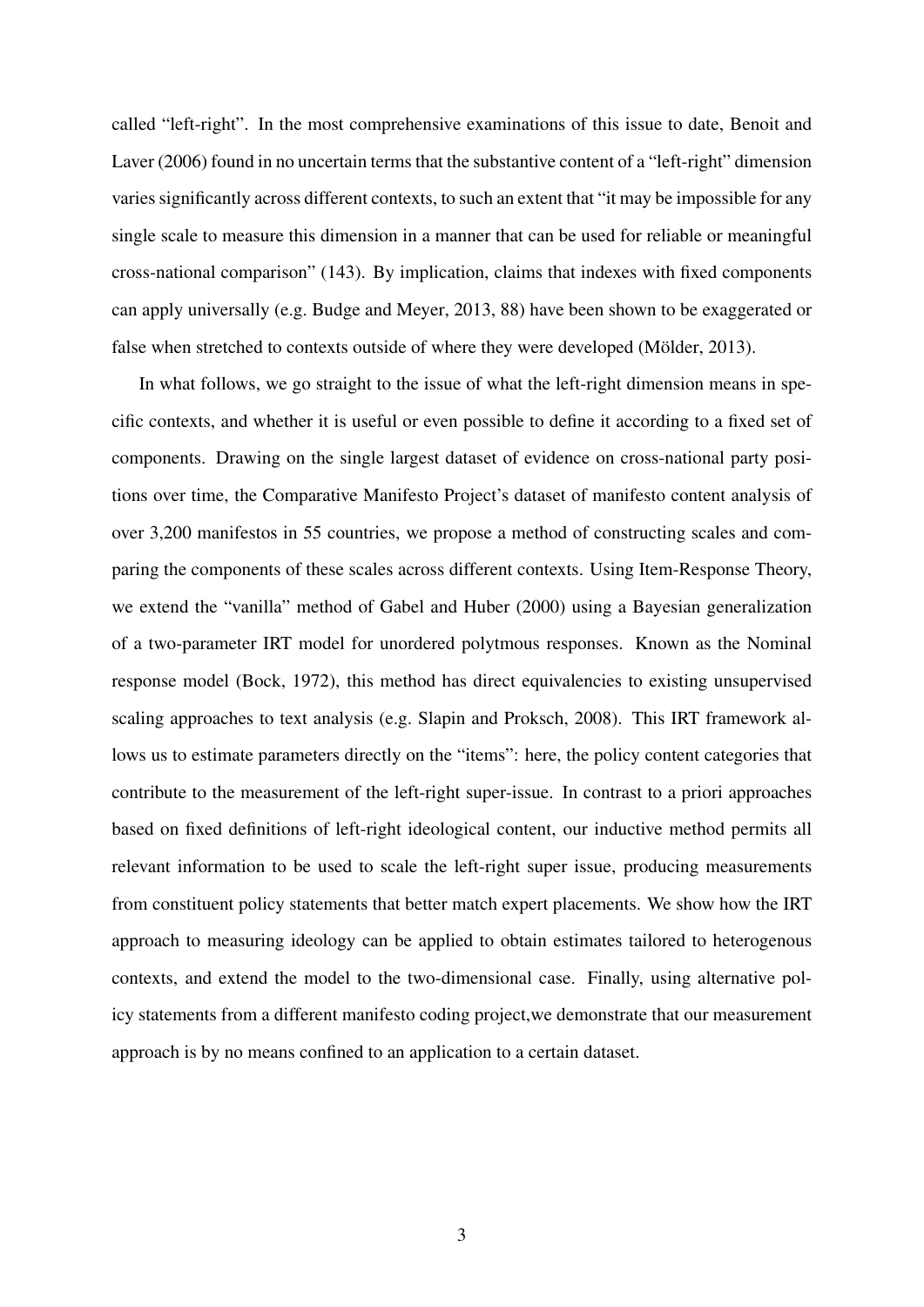called "left-right". In the most comprehensive examinations of this issue to date, Benoit and Laver (2006) found in no uncertain terms that the substantive content of a "left-right" dimension varies significantly across different contexts, to such an extent that "it may be impossible for any single scale to measure this dimension in a manner that can be used for reliable or meaningful cross-national comparison" (143). By implication, claims that indexes with fixed components can apply universally (e.g. Budge and Meyer, 2013, 88) have been shown to be exaggerated or false when stretched to contexts outside of where they were developed (Mölder, 2013).

In what follows, we go straight to the issue of what the left-right dimension means in specific contexts, and whether it is useful or even possible to define it according to a fixed set of components. Drawing on the single largest dataset of evidence on cross-national party positions over time, the Comparative Manifesto Project's dataset of manifesto content analysis of over 3,200 manifestos in 55 countries, we propose a method of constructing scales and comparing the components of these scales across different contexts. Using Item-Response Theory, we extend the "vanilla" method of Gabel and Huber (2000) using a Bayesian generalization of a two-parameter IRT model for unordered polytmous responses. Known as the Nominal response model (Bock, 1972), this method has direct equivalencies to existing unsupervised scaling approaches to text analysis (e.g. Slapin and Proksch, 2008). This IRT framework allows us to estimate parameters directly on the "items": here, the policy content categories that contribute to the measurement of the left-right super-issue. In contrast to a priori approaches based on fixed definitions of left-right ideological content, our inductive method permits all relevant information to be used to scale the left-right super issue, producing measurements from constituent policy statements that better match expert placements. We show how the IRT approach to measuring ideology can be applied to obtain estimates tailored to heterogenous contexts, and extend the model to the two-dimensional case. Finally, using alternative policy statements from a different manifesto coding project,we demonstrate that our measurement approach is by no means confined to an application to a certain dataset.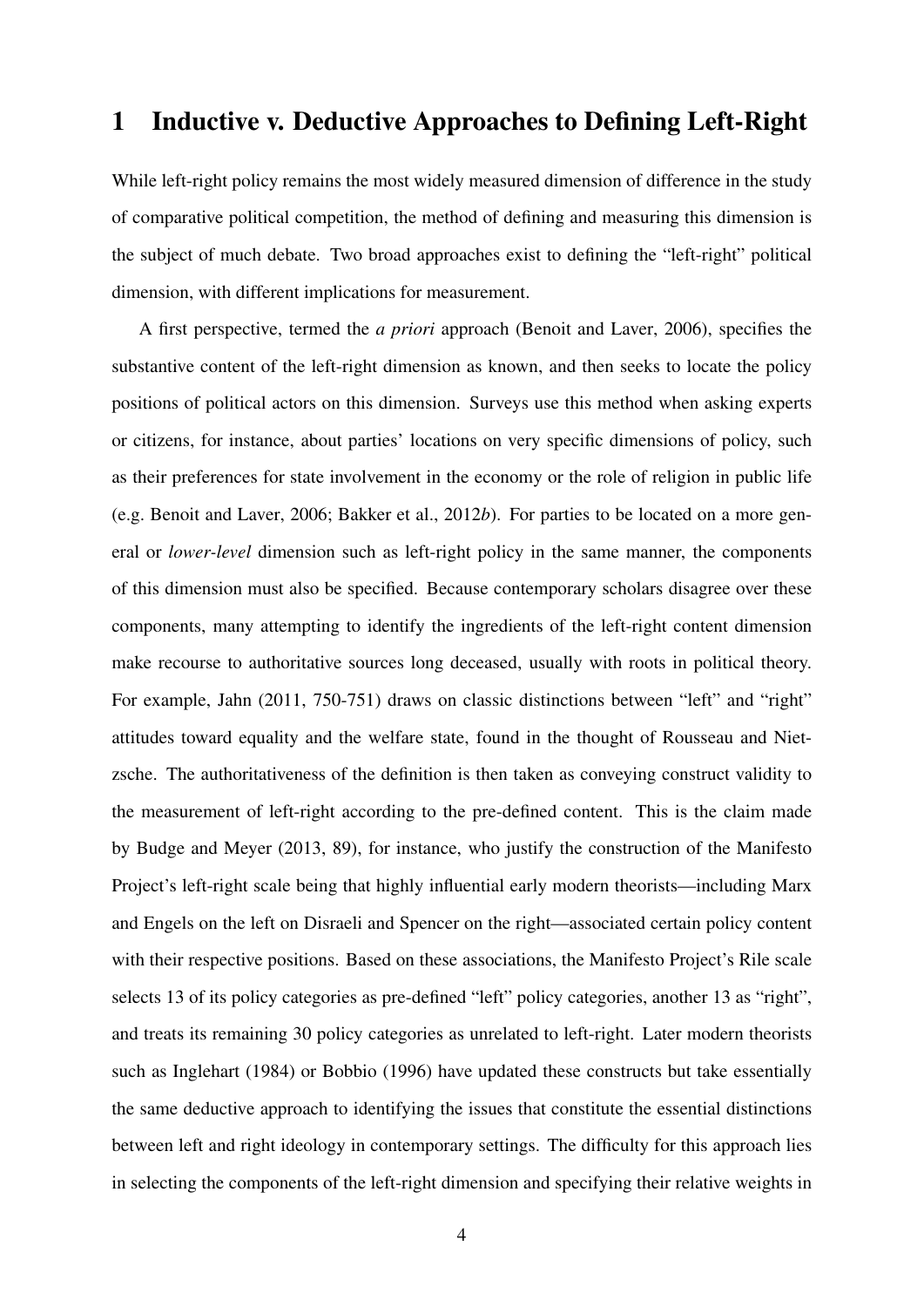# 1 Inductive v. Deductive Approaches to Defining Left-Right

While left-right policy remains the most widely measured dimension of difference in the study of comparative political competition, the method of defining and measuring this dimension is the subject of much debate. Two broad approaches exist to defining the "left-right" political dimension, with different implications for measurement.

A first perspective, termed the *a priori* approach (Benoit and Laver, 2006), specifies the substantive content of the left-right dimension as known, and then seeks to locate the policy positions of political actors on this dimension. Surveys use this method when asking experts or citizens, for instance, about parties' locations on very specific dimensions of policy, such as their preferences for state involvement in the economy or the role of religion in public life (e.g. Benoit and Laver, 2006; Bakker et al., 2012*b*). For parties to be located on a more general or *lower-level* dimension such as left-right policy in the same manner, the components of this dimension must also be specified. Because contemporary scholars disagree over these components, many attempting to identify the ingredients of the left-right content dimension make recourse to authoritative sources long deceased, usually with roots in political theory. For example, Jahn (2011, 750-751) draws on classic distinctions between "left" and "right" attitudes toward equality and the welfare state, found in the thought of Rousseau and Nietzsche. The authoritativeness of the definition is then taken as conveying construct validity to the measurement of left-right according to the pre-defined content. This is the claim made by Budge and Meyer (2013, 89), for instance, who justify the construction of the Manifesto Project's left-right scale being that highly influential early modern theorists—including Marx and Engels on the left on Disraeli and Spencer on the right—associated certain policy content with their respective positions. Based on these associations, the Manifesto Project's Rile scale selects 13 of its policy categories as pre-defined "left" policy categories, another 13 as "right", and treats its remaining 30 policy categories as unrelated to left-right. Later modern theorists such as Inglehart (1984) or Bobbio (1996) have updated these constructs but take essentially the same deductive approach to identifying the issues that constitute the essential distinctions between left and right ideology in contemporary settings. The difficulty for this approach lies in selecting the components of the left-right dimension and specifying their relative weights in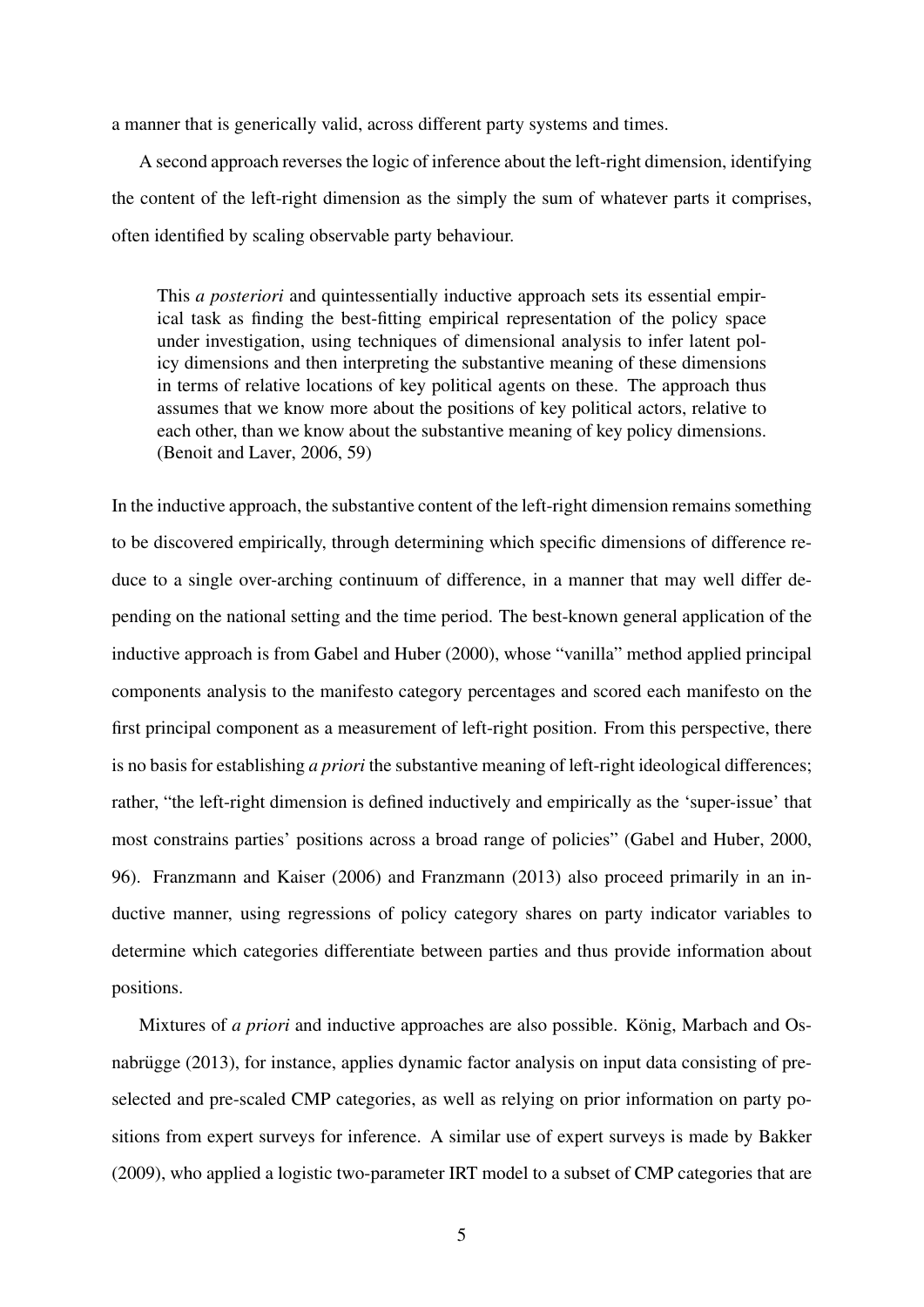a manner that is generically valid, across different party systems and times.

A second approach reverses the logic of inference about the left-right dimension, identifying the content of the left-right dimension as the simply the sum of whatever parts it comprises, often identified by scaling observable party behaviour.

> This *a posteriori* and quintessentially inductive approach sets its essential empirical task as finding the best-fitting empirical representation of the policy space under investigation, using techniques of dimensional analysis to infer latent policy dimensions and then interpreting the substantive meaning of these dimensions in terms of relative locations of key political agents on these. The approach thus assumes that we know more about the positions of key political actors, relative to each other, than we know about the substantive meaning of key policy dimensions. (Benoit and Laver, 2006, 59)

In the inductive approach, the substantive content of the left-right dimension remains something to be discovered empirically, through determining which specific dimensions of difference reduce to a single over-arching continuum of difference, in a manner that may well differ depending on the national setting and the time period. The best-known general application of the inductive approach is from Gabel and Huber (2000), whose "vanilla" method applied principal components analysis to the manifesto category percentages and scored each manifesto on the first principal component as a measurement of left-right position. From this perspective, there is no basis for establishing *a priori* the substantive meaning of left-right ideological differences; rather, "the left-right dimension is defined inductively and empirically as the 'super-issue' that most constrains parties' positions across a broad range of policies" (Gabel and Huber, 2000, 96). Franzmann and Kaiser (2006) and Franzmann (2013) also proceed primarily in an inductive manner, using regressions of policy category shares on party indicator variables to determine which categories differentiate between parties and thus provide information about positions.

Mixtures of *a priori* and inductive approaches are also possible. König, Marbach and Osnabrügge (2013), for instance, applies dynamic factor analysis on input data consisting of preselected and pre-scaled CMP categories, as well as relying on prior information on party positions from expert surveys for inference. A similar use of expert surveys is made by Bakker (2009), who applied a logistic two-parameter IRT model to a subset of CMP categories that are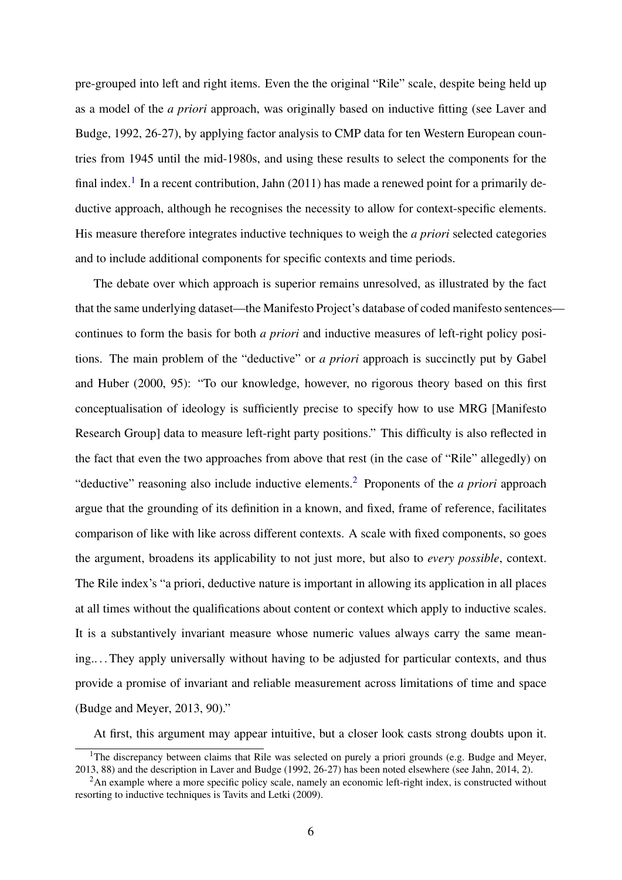pre-grouped into left and right items. Even the the original "Rile" scale, despite being held up as a model of the *a priori* approach, was originally based on inductive fitting (see Laver and Budge, 1992, 26-27), by applying factor analysis to CMP data for ten Western European countries from 1945 until the mid-1980s, and using these results to select the components for the final index.[1] In a recent contribution, Jahn (2011) has made a renewed point for a primarily deductive approach, although he recognises the necessity to allow for context-specific elements. His measure therefore integrates inductive techniques to weigh the *a priori* selected categories and to include additional components for specific contexts and time periods.

The debate over which approach is superior remains unresolved, as illustrated by the fact that the same underlying dataset—the Manifesto Project's database of coded manifesto sentences—continues to form the basis for both *a priori* and inductive measures of left-right policy positions. The main problem of the "deductive" or *a priori* approach is succinctly put by Gabel and Huber (2000, 95): "To our knowledge, however, no rigorous theory based on this first conceptualisation of ideology is sufficiently precise to specify how to use MRG [Manifesto Research Group] data to measure left-right party positions." This difficulty is also reflected in the fact that even the two approaches from above that rest (in the case of "Rile" allegedly) on "deductive" reasoning also include inductive elements.[2] Proponents of the *a priori* approach argue that the grounding of its definition in a known, and fixed, frame of reference, facilitates comparison of like with like across different contexts. A scale with fixed components, so goes the argument, broadens its applicability to not just more, but also to *every possible*, context. The Rile index's "a priori, deductive nature is important in allowing its application in all places at all times without the qualifications about content or context which apply to inductive scales. It is a substantively invariant measure whose numeric values always carry the same meaning.... They apply universally without having to be adjusted for particular contexts, and thus provide a promise of invariant and reliable measurement across limitations of time and space (Budge and Meyer, 2013, 90)."

At first, this argument may appear intuitive, but a closer look casts strong doubts upon it.

[1] The discrepancy between claims that Rile was selected on purely a priori grounds (e.g. Budge and Meyer, 2013, 88) and the description in Laver and Budge (1992, 26-27) has been noted elsewhere (see Jahn, 2014, 2).

[2] An example where a more specific policy scale, namely an economic left-right index, is constructed without resorting to inductive techniques is Tavits and Letki (2009).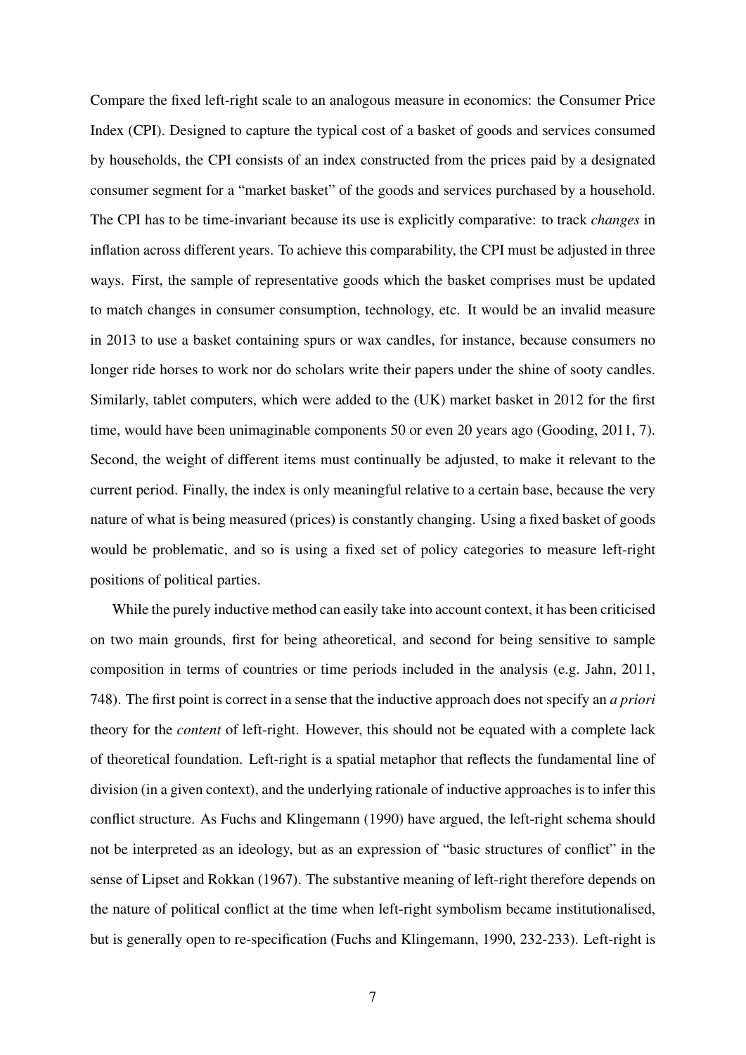Compare the fixed left-right scale to an analogous measure in economics: the Consumer Price Index (CPI). Designed to capture the typical cost of a basket of goods and services consumed by households, the CPI consists of an index constructed from the prices paid by a designated consumer segment for a "market basket" of the goods and services purchased by a household. The CPI has to be time-invariant because its use is explicitly comparative: to track *changes* in inflation across different years. To achieve this comparability, the CPI must be adjusted in three ways. First, the sample of representative goods which the basket comprises must be updated to match changes in consumer consumption, technology, etc. It would be an invalid measure in 2013 to use a basket containing spurs or wax candles, for instance, because consumers no longer ride horses to work nor do scholars write their papers under the shine of sooty candles. Similarly, tablet computers, which were added to the (UK) market basket in 2012 for the first time, would have been unimaginable components 50 or even 20 years ago (Gooding, 2011, 7). Second, the weight of different items must continually be adjusted, to make it relevant to the current period. Finally, the index is only meaningful relative to a certain base, because the very nature of what is being measured (prices) is constantly changing. Using a fixed basket of goods would be problematic, and so is using a fixed set of policy categories to measure left-right positions of political parties.

While the purely inductive method can easily take into account context, it has been criticised on two main grounds, first for being atheoretical, and second for being sensitive to sample composition in terms of countries or time periods included in the analysis (e.g. Jahn, 2011, 748). The first point is correct in a sense that the inductive approach does not specify an *a priori* theory for the *content* of left-right. However, this should not be equated with a complete lack of theoretical foundation. Left-right is a spatial metaphor that reflects the fundamental line of division (in a given context), and the underlying rationale of inductive approaches is to infer this conflict structure. As Fuchs and Klingemann (1990) have argued, the left-right schema should not be interpreted as an ideology, but as an expression of "basic structures of conflict" in the sense of Lipset and Rokkan (1967). The substantive meaning of left-right therefore depends on the nature of political conflict at the time when left-right symbolism became institutionalised, but is generally open to re-specification (Fuchs and Klingemann, 1990, 232-233). Left-right is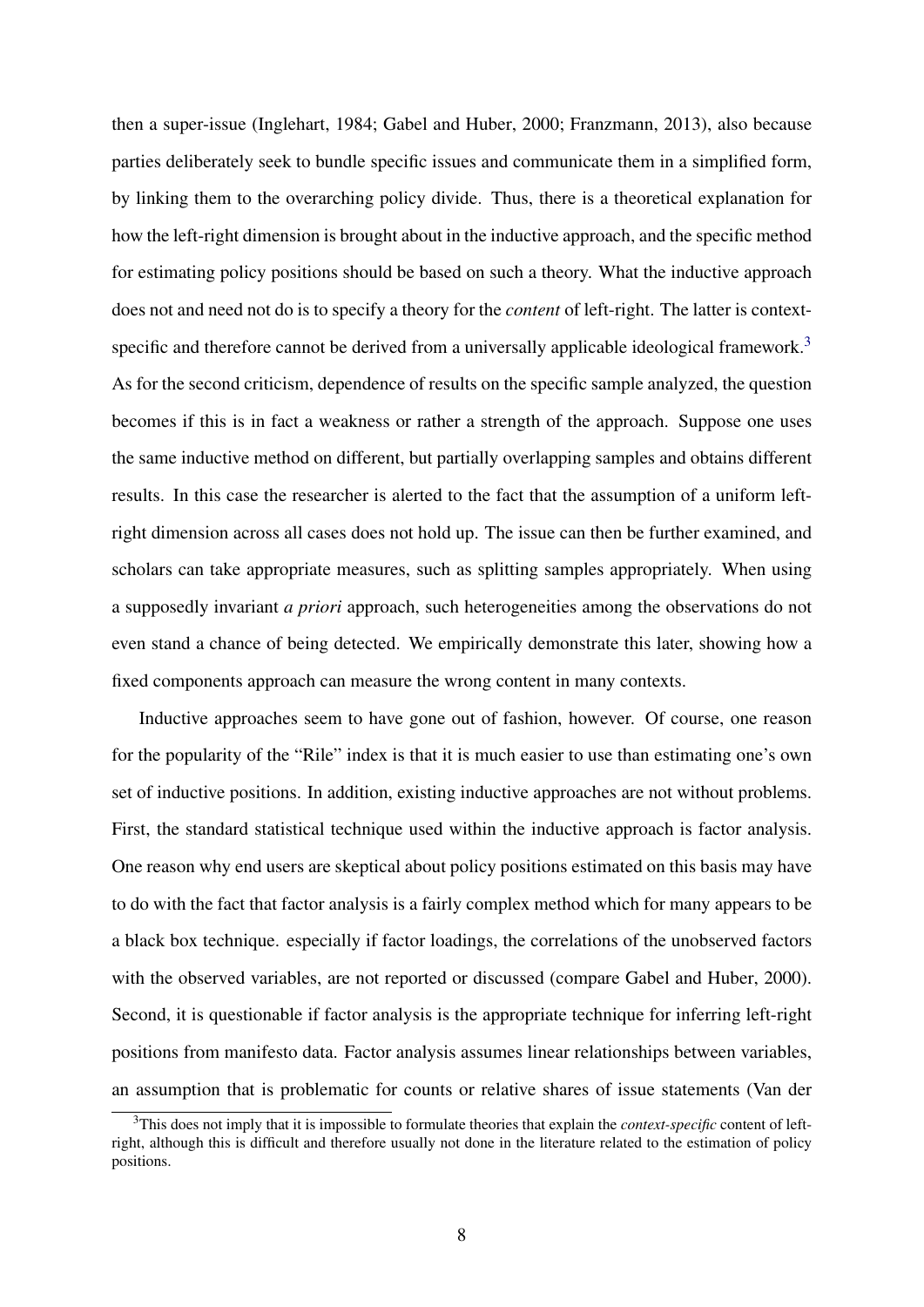then a super-issue (Inglehart, 1984; Gabel and Huber, 2000; Franzmann, 2013), also because parties deliberately seek to bundle specific issues and communicate them in a simplified form, by linking them to the overarching policy divide. Thus, there is a theoretical explanation for how the left-right dimension is brought about in the inductive approach, and the specific method for estimating policy positions should be based on such a theory. What the inductive approach does not and need not do is to specify a theory for the *content* of left-right. The latter is context-specific and therefore cannot be derived from a universally applicable ideological framework.[3] As for the second criticism, dependence of results on the specific sample analyzed, the question becomes if this is in fact a weakness or rather a strength of the approach. Suppose one uses the same inductive method on different, but partially overlapping samples and obtains different results. In this case the researcher is alerted to the fact that the assumption of a uniform left-right dimension across all cases does not hold up. The issue can then be further examined, and scholars can take appropriate measures, such as splitting samples appropriately. When using a supposedly invariant *a priori* approach, such heterogeneities among the observations do not even stand a chance of being detected. We empirically demonstrate this later, showing how a fixed components approach can measure the wrong content in many contexts.

Inductive approaches seem to have gone out of fashion, however. Of course, one reason for the popularity of the "Rile" index is that it is much easier to use than estimating one's own set of inductive positions. In addition, existing inductive approaches are not without problems. First, the standard statistical technique used within the inductive approach is factor analysis. One reason why end users are skeptical about policy positions estimated on this basis may have to do with the fact that factor analysis is a fairly complex method which for many appears to be a black box technique. especially if factor loadings, the correlations of the unobserved factors with the observed variables, are not reported or discussed (compare Gabel and Huber, 2000). Second, it is questionable if factor analysis is the appropriate technique for inferring left-right positions from manifesto data. Factor analysis assumes linear relationships between variables, an assumption that is problematic for counts or relative shares of issue statements (Van der

[3] This does not imply that it is impossible to formulate theories that explain the *context-specific* content of left-right, although this is difficult and therefore usually not done in the literature related to the estimation of policy positions.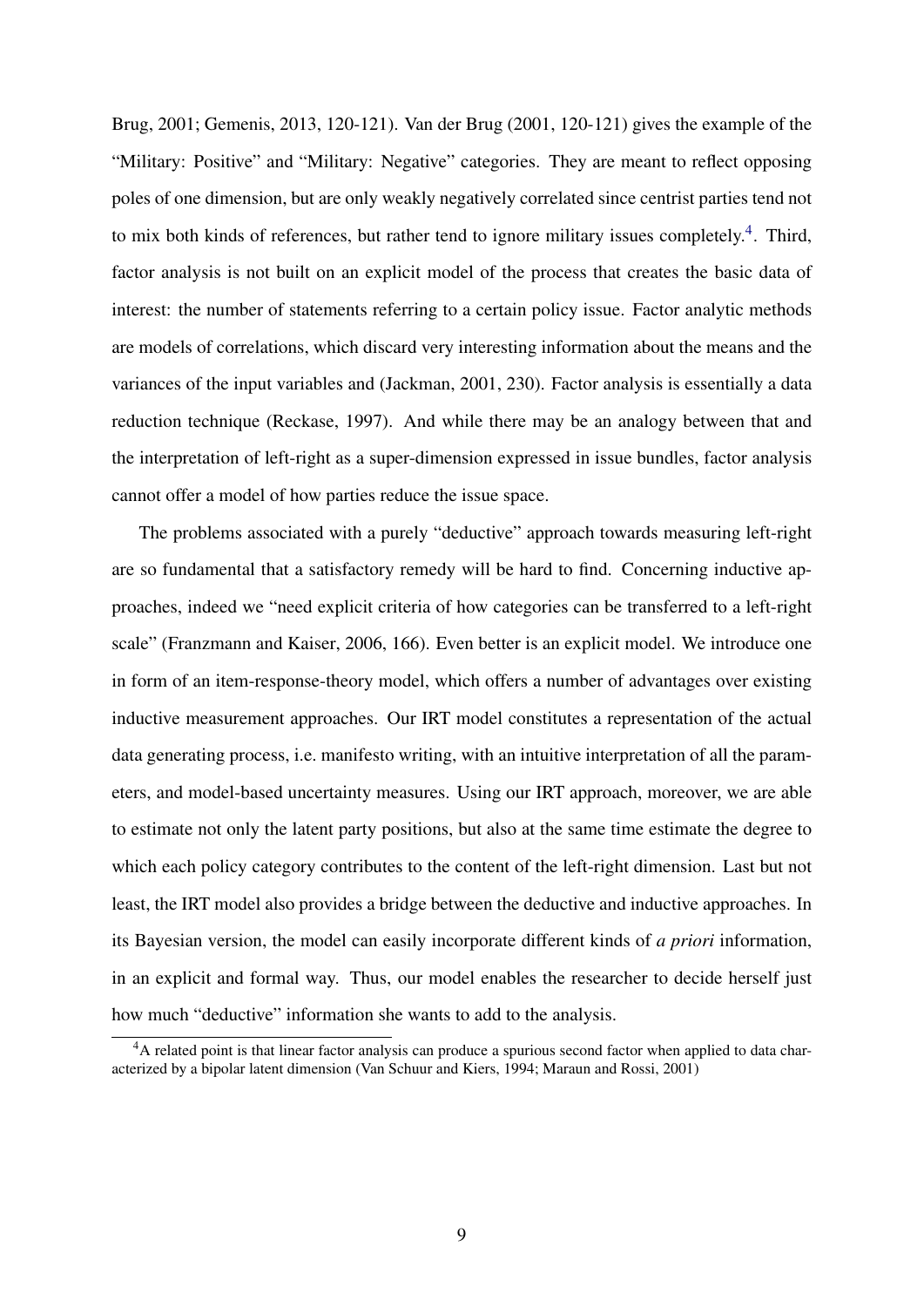Brug, 2001; Gemenis, 2013, 120-121). Van der Brug (2001, 120-121) gives the example of the "Military: Positive" and "Military: Negative" categories. They are meant to reflect opposing poles of one dimension, but are only weakly negatively correlated since centrist parties tend not to mix both kinds of references, but rather tend to ignore military issues completely.[4]. Third, factor analysis is not built on an explicit model of the process that creates the basic data of interest: the number of statements referring to a certain policy issue. Factor analytic methods are models of correlations, which discard very interesting information about the means and the variances of the input variables and (Jackman, 2001, 230). Factor analysis is essentially a data reduction technique (Reckase, 1997). And while there may be an analogy between that and the interpretation of left-right as a super-dimension expressed in issue bundles, factor analysis cannot offer a model of how parties reduce the issue space.

The problems associated with a purely "deductive" approach towards measuring left-right are so fundamental that a satisfactory remedy will be hard to find. Concerning inductive approaches, indeed we "need explicit criteria of how categories can be transferred to a left-right scale" (Franzmann and Kaiser, 2006, 166). Even better is an explicit model. We introduce one in form of an item-response-theory model, which offers a number of advantages over existing inductive measurement approaches. Our IRT model constitutes a representation of the actual data generating process, i.e. manifesto writing, with an intuitive interpretation of all the parameters, and model-based uncertainty measures. Using our IRT approach, moreover, we are able to estimate not only the latent party positions, but also at the same time estimate the degree to which each policy category contributes to the content of the left-right dimension. Last but not least, the IRT model also provides a bridge between the deductive and inductive approaches. In its Bayesian version, the model can easily incorporate different kinds of *a priori* information, in an explicit and formal way. Thus, our model enables the researcher to decide herself just how much "deductive" information she wants to add to the analysis.

[4] A related point is that linear factor analysis can produce a spurious second factor when applied to data characterized by a bipolar latent dimension (Van Schuur and Kiers, 1994; Maraun and Rossi, 2001)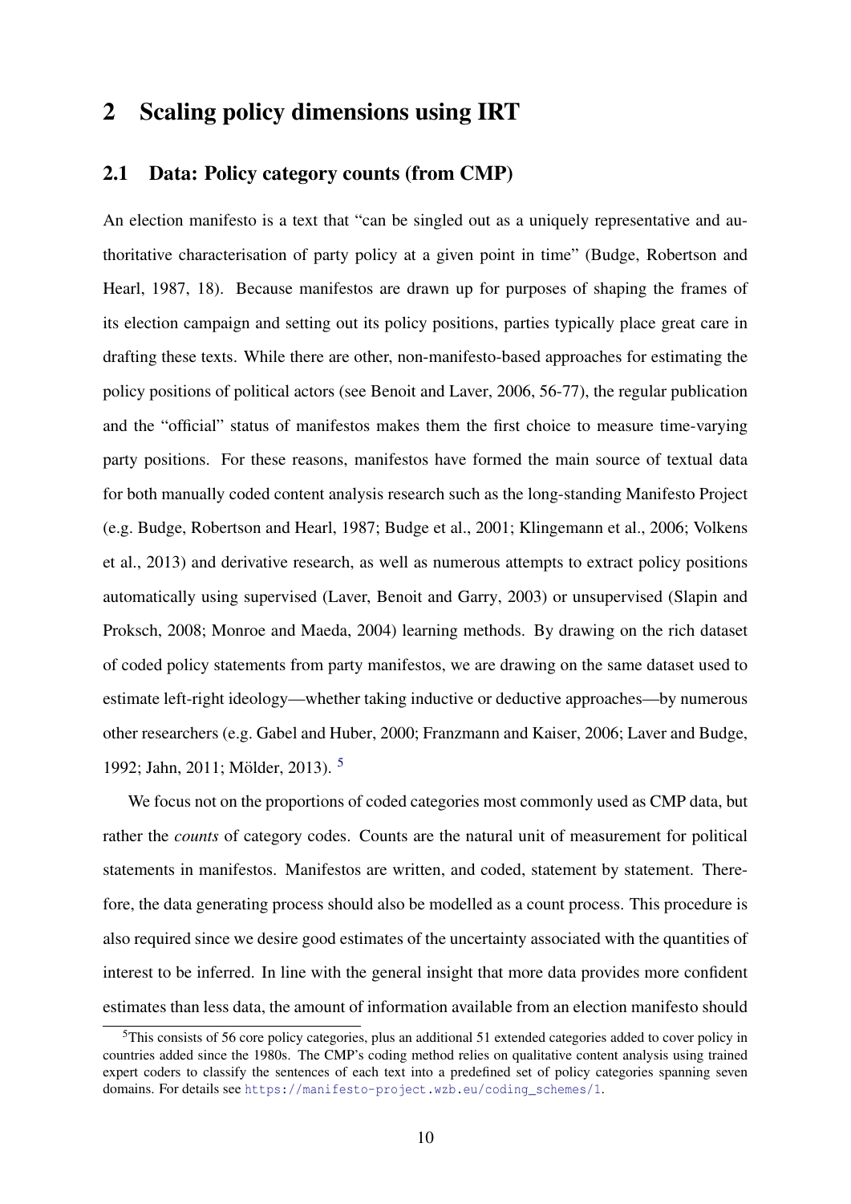# 2 Scaling policy dimensions using IRT

## 2.1 Data: Policy category counts (from CMP)

An election manifesto is a text that "can be singled out as a uniquely representative and authoritative characterisation of party policy at a given point in time" (Budge, Robertson and Hearl, 1987, 18). Because manifestos are drawn up for purposes of shaping the frames of its election campaign and setting out its policy positions, parties typically place great care in drafting these texts. While there are other, non-manifesto-based approaches for estimating the policy positions of political actors (see Benoit and Laver, 2006, 56-77), the regular publication and the "official" status of manifestos makes them the first choice to measure time-varying party positions. For these reasons, manifestos have formed the main source of textual data for both manually coded content analysis research such as the long-standing Manifesto Project (e.g. Budge, Robertson and Hearl, 1987; Budge et al., 2001; Klingemann et al., 2006; Volkens et al., 2013) and derivative research, as well as numerous attempts to extract policy positions automatically using supervised (Laver, Benoit and Garry, 2003) or unsupervised (Slapin and Proksch, 2008; Monroe and Maeda, 2004) learning methods. By drawing on the rich dataset of coded policy statements from party manifestos, we are drawing on the same dataset used to estimate left-right ideology—whether taking inductive or deductive approaches—by numerous other researchers (e.g. Gabel and Huber, 2000; Franzmann and Kaiser, 2006; Laver and Budge, 1992; Jahn, 2011; Mölder, 2013). [5]

We focus not on the proportions of coded categories most commonly used as CMP data, but rather the *counts* of category codes. Counts are the natural unit of measurement for political statements in manifestos. Manifestos are written, and coded, statement by statement. Therefore, the data generating process should also be modelled as a count process. This procedure is also required since we desire good estimates of the uncertainty associated with the quantities of interest to be inferred. In line with the general insight that more data provides more confident estimates than less data, the amount of information available from an election manifesto should

[5] This consists of 56 core policy categories, plus an additional 51 extended categories added to cover policy in countries added since the 1980s. The CMP's coding method relies on qualitative content analysis using trained expert coders to classify the sentences of each text into a predefined set of policy categories spanning seven domains. For details see https://manifesto-project.wzb.eu/coding_schemes/1.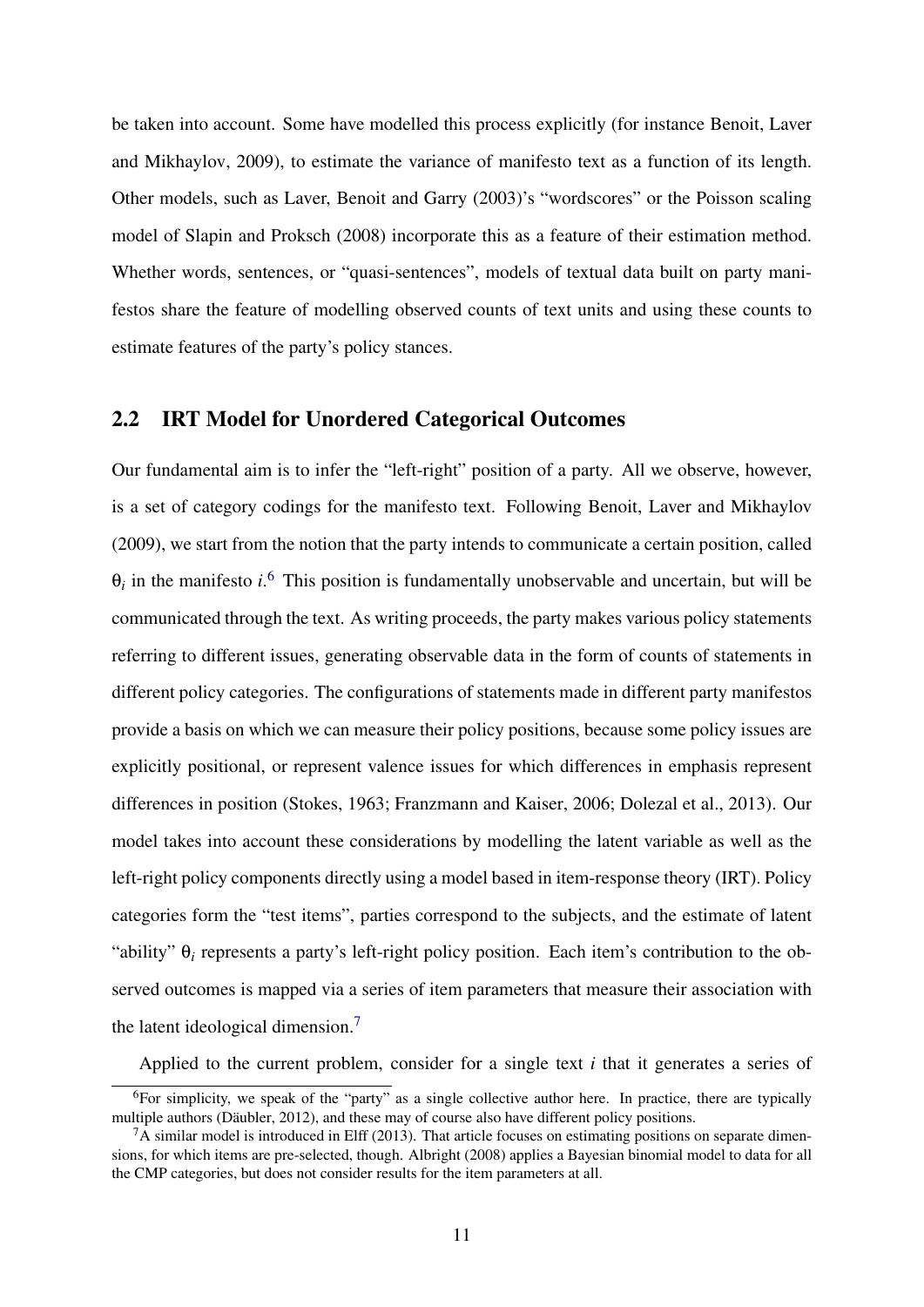be taken into account. Some have modelled this process explicitly (for instance Benoit, Laver and Mikhaylov, 2009), to estimate the variance of manifesto text as a function of its length. Other models, such as Laver, Benoit and Garry (2003)'s "wordscores" or the Poisson scaling model of Slapin and Proksch (2008) incorporate this as a feature of their estimation method. Whether words, sentences, or "quasi-sentences", models of textual data built on party manifestos share the feature of modelling observed counts of text units and using these counts to estimate features of the party's policy stances.

## 2.2 IRT Model for Unordered Categorical Outcomes

Our fundamental aim is to infer the "left-right" position of a party. All we observe, however, is a set of category codings for the manifesto text. Following Benoit, Laver and Mikhaylov (2009), we start from the notion that the party intends to communicate a certain position, called $\theta_i$ in the manifesto $i$.[6] This position is fundamentally unobservable and uncertain, but will be communicated through the text. As writing proceeds, the party makes various policy statements referring to different issues, generating observable data in the form of counts of statements in different policy categories. The configurations of statements made in different party manifestos provide a basis on which we can measure their policy positions, because some policy issues are explicitly positional, or represent valence issues for which differences in emphasis represent differences in position (Stokes, 1963; Franzmann and Kaiser, 2006; Dolezal et al., 2013). Our model takes into account these considerations by modelling the latent variable as well as the left-right policy components directly using a model based in item-response theory (IRT). Policy categories form the "test items", parties correspond to the subjects, and the estimate of latent "ability" $\theta_i$ represents a party's left-right policy position. Each item's contribution to the observed outcomes is mapped via a series of item parameters that measure their association with the latent ideological dimension.[7]

Applied to the current problem, consider for a single text $i$ that it generates a series of

[6] For simplicity, we speak of the "party" as a single collective author here. In practice, there are typically multiple authors (Däubler, 2012), and these may of course also have different policy positions.

[7] A similar model is introduced in Elff (2013). That article focuses on estimating positions on separate dimensions, for which items are pre-selected, though. Albright (2008) applies a Bayesian binomial model to data for all the CMP categories, but does not consider results for the item parameters at all.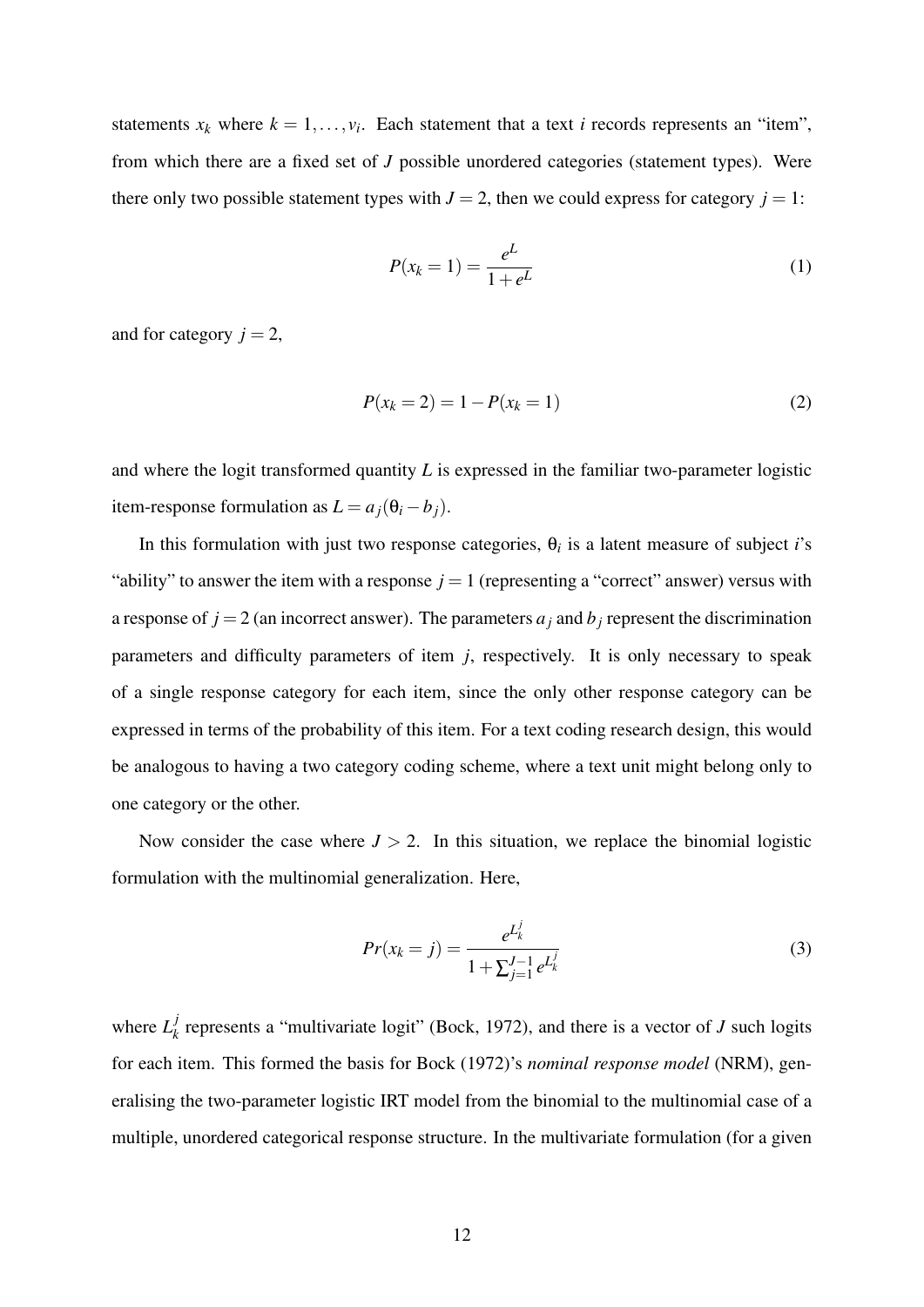statements $x_k$ where $k = 1, \ldots, v_i$. Each statement that a text $i$ records represents an "item", from which there are a fixed set of $J$ possible unordered categories (statement types). Were there only two possible statement types with $J = 2$, then we could express for category $j = 1$:

$$P(x_k = 1) = \frac{e^L}{1 + e^L} \tag{1}$$

and for category $j = 2$,

$$P(x_k = 2) = 1 - P(x_k = 1) \tag{2}$$

and where the logit transformed quantity $L$ is expressed in the familiar two-parameter logistic item-response formulation as $L = a_j(\theta_i - b_j)$.

In this formulation with just two response categories, $\theta_i$ is a latent measure of subject $i$'s "ability" to answer the item with a response $j = 1$ (representing a "correct" answer) versus with a response of $j = 2$ (an incorrect answer). The parameters $a_j$ and $b_j$ represent the discrimination parameters and difficulty parameters of item $j$, respectively. It is only necessary to speak of a single response category for each item, since the only other response category can be expressed in terms of the probability of this item. For a text coding research design, this would be analogous to having a two category coding scheme, where a text unit might belong only to one category or the other.

Now consider the case where $J > 2$. In this situation, we replace the binomial logistic formulation with the multinomial generalization. Here,

$$Pr(x_k = j) = \frac{e^{L_k^j}}{1 + \sum_{j=1}^{J-1} e^{L_k^j}} \tag{3}$$

where $L_k^j$ represents a "multivariate logit" (Bock, 1972), and there is a vector of $J$ such logits for each item. This formed the basis for Bock (1972)'s *nominal response model* (NRM), generalising the two-parameter logistic IRT model from the binomial to the multinomial case of a multiple, unordered categorical response structure. In the multivariate formulation (for a given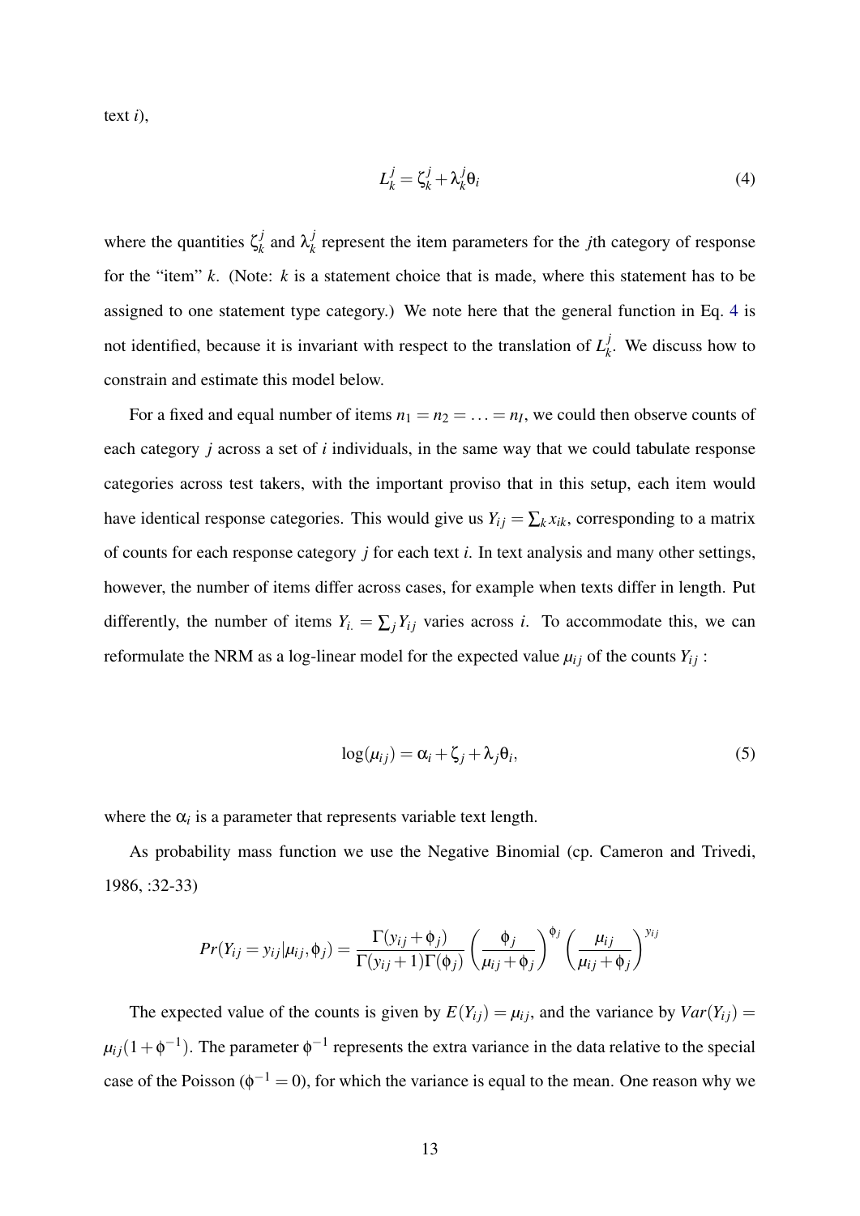text $i$),

$$L_k^j = \zeta_k^j + \lambda_k^j \theta_i \tag{4}$$

where the quantities $\zeta_k^j$ and $\lambda_k^j$ represent the item parameters for the $j$th category of response for the "item" $k$. (Note: $k$ is a statement choice that is made, where this statement has to be assigned to one statement type category.) We note here that the general function in Eq. 4 is not identified, because it is invariant with respect to the translation of $L_k^j$. We discuss how to constrain and estimate this model below.

For a fixed and equal number of items $n_1 = n_2 = \ldots = n_I$, we could then observe counts of each category $j$ across a set of $i$ individuals, in the same way that we could tabulate response categories across test takers, with the important proviso that in this setup, each item would have identical response categories. This would give us $Y_{ij} = \sum_k x_{ik}$, corresponding to a matrix of counts for each response category $j$ for each text $i$. In text analysis and many other settings, however, the number of items differ across cases, for example when texts differ in length. Put differently, the number of items $Y_{i.} = \sum_j Y_{ij}$ varies across $i$. To accommodate this, we can reformulate the NRM as a log-linear model for the expected value $\mu_{ij}$ of the counts $Y_{ij}$ :

$$\log(\mu_{ij}) = \alpha_i + \zeta_j + \lambda_j \theta_i, \tag{5}$$

where the $\alpha_i$ is a parameter that represents variable text length.

As probability mass function we use the Negative Binomial (cp. Cameron and Trivedi, 1986, :32-33)

$$Pr(Y_{ij} = y_{ij} | \mu_{ij}, \phi_j) = \frac{\Gamma(y_{ij} + \phi_j)}{\Gamma(y_{ij} + 1)\Gamma(\phi_j)} \left( \frac{\phi_j}{\mu_{ij} + \phi_j} \right)^{\phi_j} \left( \frac{\mu_{ij}}{\mu_{ij} + \phi_j} \right)^{y_{ij}}$$

The expected value of the counts is given by $E(Y_{ij}) = \mu_{ij}$, and the variance by $Var(Y_{ij}) = \mu_{ij}(1 + \phi^{-1})$. The parameter $\phi^{-1}$ represents the extra variance in the data relative to the special case of the Poisson ($\phi^{-1} = 0$), for which the variance is equal to the mean. One reason why we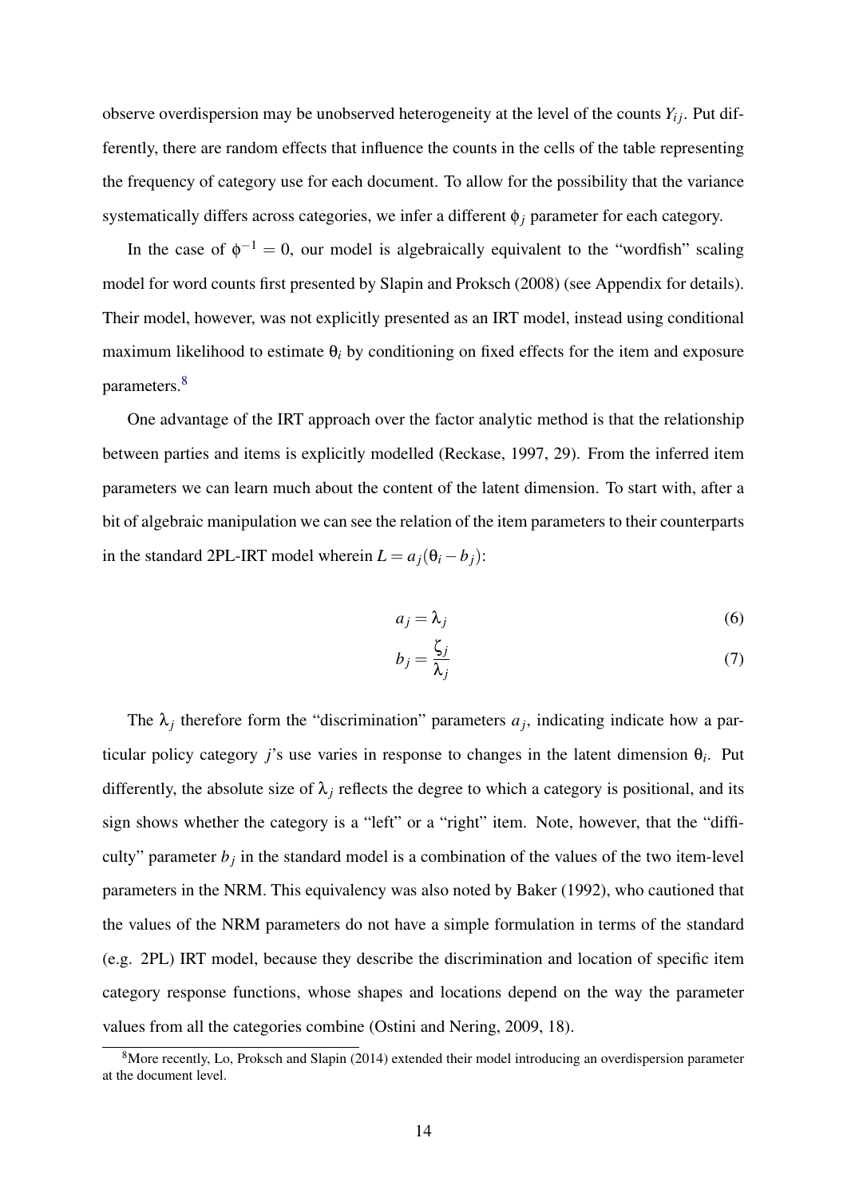observe overdispersion may be unobserved heterogeneity at the level of the counts $Y_{ij}$. Put differently, there are random effects that influence the counts in the cells of the table representing the frequency of category use for each document. To allow for the possibility that the variance systematically differs across categories, we infer a different $\phi_j$ parameter for each category.

In the case of $\phi^{-1} = 0$, our model is algebraically equivalent to the "wordfish" scaling model for word counts first presented by Slapin and Proksch (2008) (see Appendix for details). Their model, however, was not explicitly presented as an IRT model, instead using conditional maximum likelihood to estimate $\theta_i$ by conditioning on fixed effects for the item and exposure parameters.[8]

One advantage of the IRT approach over the factor analytic method is that the relationship between parties and items is explicitly modelled (Reckase, 1997, 29). From the inferred item parameters we can learn much about the content of the latent dimension. To start with, after a bit of algebraic manipulation we can see the relation of the item parameters to their counterparts in the standard 2PL-IRT model wherein $L = a_j(\theta_i - b_j)$:

$$a_j = \lambda_j \tag{6}$$

$$b_j = \frac{\zeta_j}{\lambda_j} \tag{7}$$

The $\lambda_j$ therefore form the "discrimination" parameters $a_j$, indicating indicate how a particular policy category $j$'s use varies in response to changes in the latent dimension $\theta_i$. Put differently, the absolute size of $\lambda_j$ reflects the degree to which a category is positional, and its sign shows whether the category is a "left" or a "right" item. Note, however, that the "difficulty" parameter $b_j$ in the standard model is a combination of the values of the two item-level parameters in the NRM. This equivalency was also noted by Baker (1992), who cautioned that the values of the NRM parameters do not have a simple formulation in terms of the standard (e.g. 2PL) IRT model, because they describe the discrimination and location of specific item category response functions, whose shapes and locations depend on the way the parameter values from all the categories combine (Ostini and Nering, 2009, 18).

[8] More recently, Lo, Proksch and Slapin (2014) extended their model introducing an overdispersion parameter at the document level.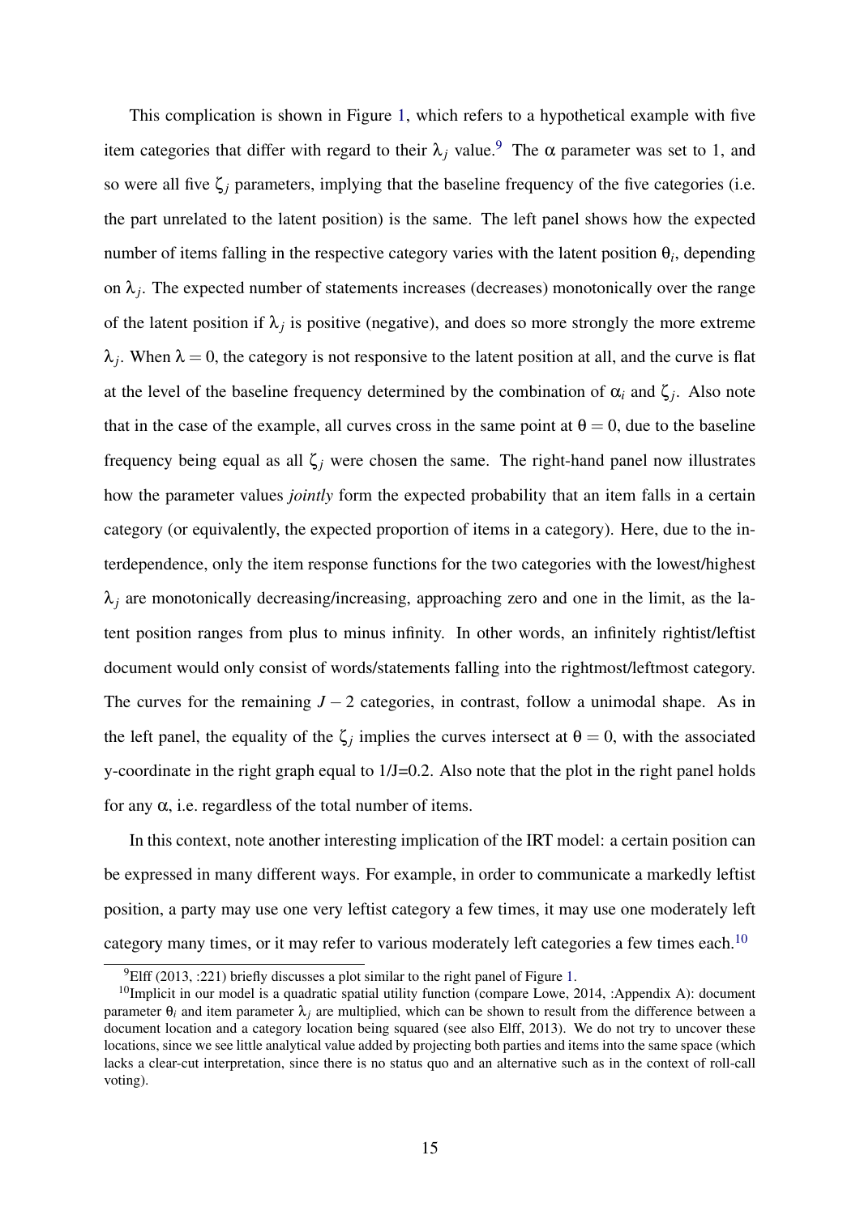This complication is shown in Figure 1, which refers to a hypothetical example with five item categories that differ with regard to their $\lambda_j$ value.[9] The $\alpha$ parameter was set to 1, and so were all five $\zeta_j$ parameters, implying that the baseline frequency of the five categories (i.e. the part unrelated to the latent position) is the same. The left panel shows how the expected number of items falling in the respective category varies with the latent position $\theta_i$, depending on $\lambda_j$. The expected number of statements increases (decreases) monotonically over the range of the latent position if $\lambda_j$ is positive (negative), and does so more strongly the more extreme $\lambda_j$. When $\lambda = 0$, the category is not responsive to the latent position at all, and the curve is flat at the level of the baseline frequency determined by the combination of $\alpha_i$ and $\zeta_j$. Also note that in the case of the example, all curves cross in the same point at $\theta = 0$, due to the baseline frequency being equal as all $\zeta_j$ were chosen the same. The right-hand panel now illustrates how the parameter values *jointly* form the expected probability that an item falls in a certain category (or equivalently, the expected proportion of items in a category). Here, due to the interdependence, only the item response functions for the two categories with the lowest/highest $\lambda_j$ are monotonically decreasing/increasing, approaching zero and one in the limit, as the latent position ranges from plus to minus infinity. In other words, an infinitely rightist/leftist document would only consist of words/statements falling into the rightmost/leftmost category. The curves for the remaining $J-2$ categories, in contrast, follow a unimodal shape. As in the left panel, the equality of the $\zeta_j$ implies the curves intersect at $\theta = 0$, with the associated y-coordinate in the right graph equal to 1/J=0.2. Also note that the plot in the right panel holds for any $\alpha$, i.e. regardless of the total number of items.

In this context, note another interesting implication of the IRT model: a certain position can be expressed in many different ways. For example, in order to communicate a markedly leftist position, a party may use one very leftist category a few times, it may use one moderately left category many times, or it may refer to various moderately left categories a few times each.[10]

[9] Elff (2013, :221) briefly discusses a plot similar to the right panel of Figure 1.

[10] Implicit in our model is a quadratic spatial utility function (compare Lowe, 2014, :Appendix A): document parameter $\theta_i$ and item parameter $\lambda_j$ are multiplied, which can be shown to result from the difference between a document location and a category location being squared (see also Elff, 2013). We do not try to uncover these locations, since we see little analytical value added by projecting both parties and items into the same space (which lacks a clear-cut interpretation, since there is no status quo and an alternative such as in the context of roll-call voting).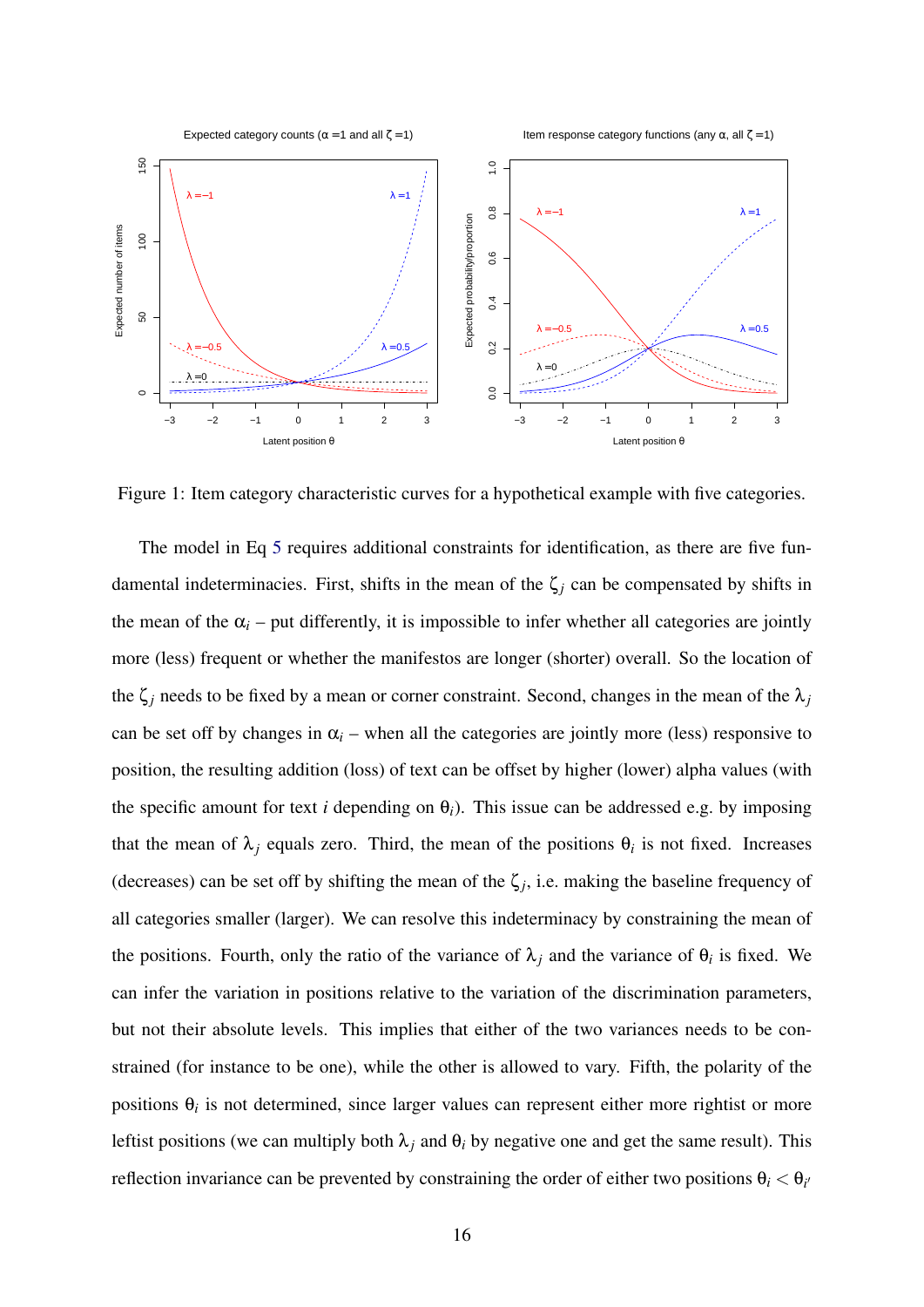Figure 1: Item category characteristic curves for a hypothetical example with five categories.

The model in Eq 5 requires additional constraints for identification, as there are five fundamental indeterminacies. First, shifts in the mean of the $\zeta_j$ can be compensated by shifts in the mean of the $\alpha_i$ – put differently, it is impossible to infer whether all categories are jointly more (less) frequent or whether the manifestos are longer (shorter) overall. So the location of the $\zeta_j$ needs to be fixed by a mean or corner constraint. Second, changes in the mean of the $\lambda_j$ can be set off by changes in $\alpha_i$ – when all the categories are jointly more (less) responsive to position, the resulting addition (loss) of text can be offset by higher (lower) alpha values (with the specific amount for text $i$ depending on $\theta_i$). This issue can be addressed e.g. by imposing that the mean of $\lambda_j$ equals zero. Third, the mean of the positions $\theta_i$ is not fixed. Increases (decreases) can be set off by shifting the mean of the $\zeta_j$, i.e. making the baseline frequency of all categories smaller (larger). We can resolve this indeterminacy by constraining the mean of the positions. Fourth, only the ratio of the variance of $\lambda_j$ and the variance of $\theta_i$ is fixed. We can infer the variation in positions relative to the variation of the discrimination parameters, but not their absolute levels. This implies that either of the two variances needs to be constrained (for instance to be one), while the other is allowed to vary. Fifth, the polarity of the positions $\theta_i$ is not determined, since larger values can represent either more rightist or more leftist positions (we can multiply both $\lambda_j$ and $\theta_i$ by negative one and get the same result). This reflection invariance can be prevented by constraining the order of either two positions $\theta_i < \theta_{i'}$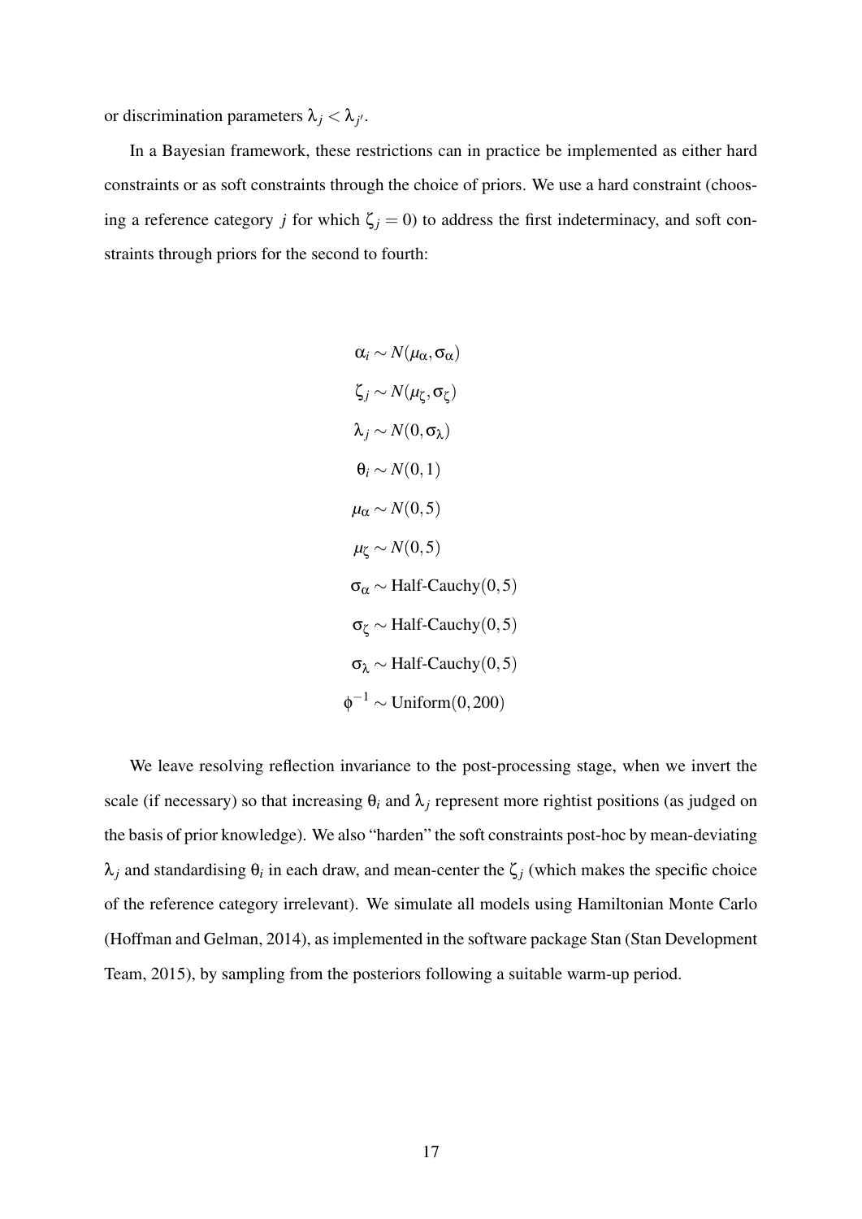or discrimination parameters $\lambda_j < \lambda_{j'}$.

In a Bayesian framework, these restrictions can in practice be implemented as either hard constraints or as soft constraints through the choice of priors. We use a hard constraint (choosing a reference category $j$ for which $\zeta_j = 0$) to address the first indeterminacy, and soft constraints through priors for the second to fourth:

$$
\begin{aligned}
\alpha_i &\sim N(\mu_\alpha, \sigma_\alpha) \\
\zeta_j &\sim N(\mu_\zeta, \sigma_\zeta) \\
\lambda_j &\sim N(0, \sigma_\lambda) \\
\theta_i &\sim N(0, 1) \\
\mu_\alpha &\sim N(0, 5) \\
\mu_\zeta &\sim N(0, 5) \\
\sigma_\alpha &\sim \text{Half-Cauchy}(0, 5) \\
\sigma_\zeta &\sim \text{Half-Cauchy}(0, 5) \\
\sigma_\lambda &\sim \text{Half-Cauchy}(0, 5) \\
\phi^{-1} &\sim \text{Uniform}(0, 200)
\end{aligned}
$$

We leave resolving reflection invariance to the post-processing stage, when we invert the scale (if necessary) so that increasing $\theta_i$ and $\lambda_j$ represent more rightist positions (as judged on the basis of prior knowledge). We also "harden" the soft constraints post-hoc by mean-deviating $\lambda_j$ and standardising $\theta_i$ in each draw, and mean-center the $\zeta_j$ (which makes the specific choice of the reference category irrelevant). We simulate all models using Hamiltonian Monte Carlo (Hoffman and Gelman, 2014), as implemented in the software package Stan (Stan Development Team, 2015), by sampling from the posteriors following a suitable warm-up period.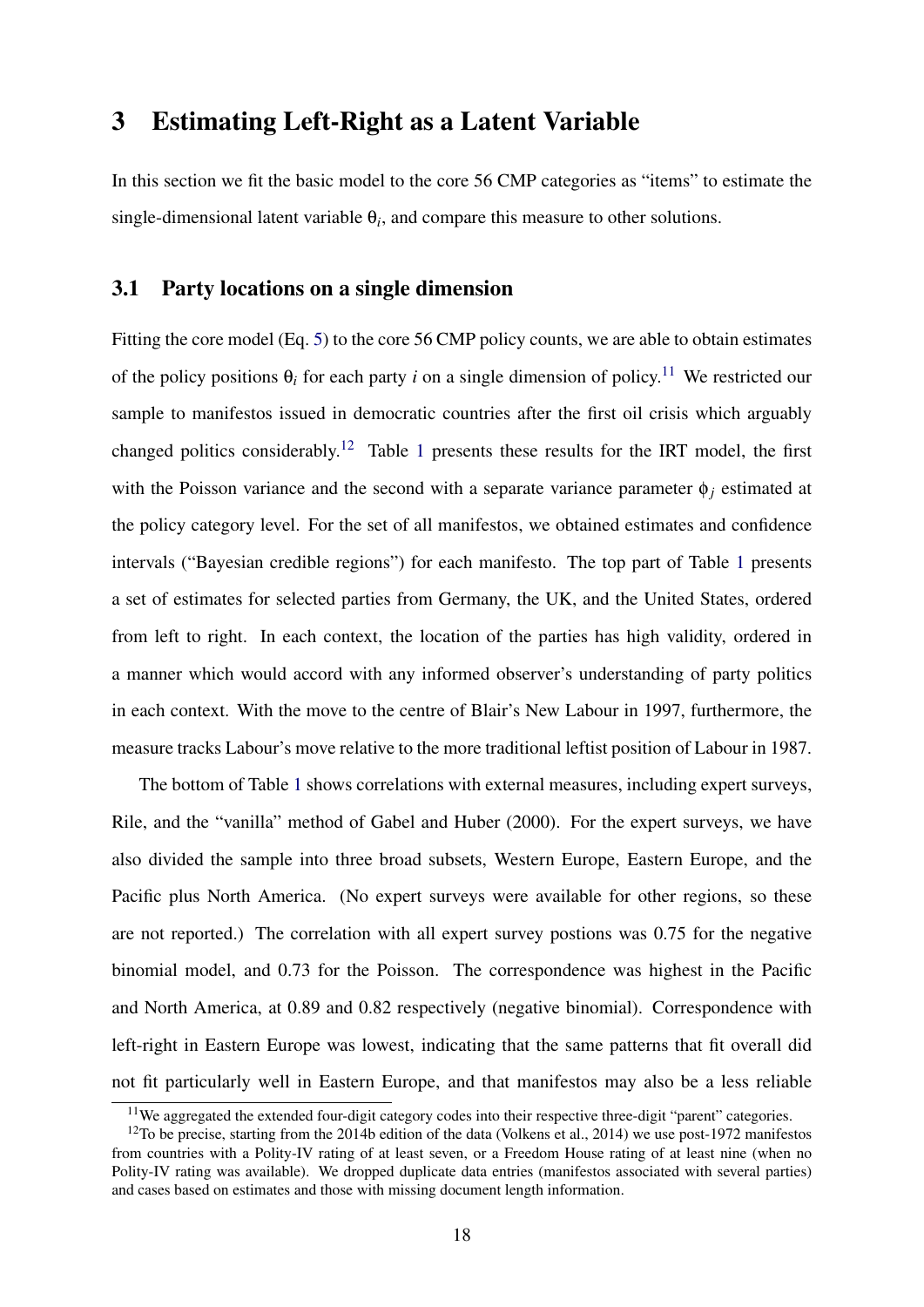# 3 Estimating Left-Right as a Latent Variable

In this section we fit the basic model to the core 56 CMP categories as "items" to estimate the single-dimensional latent variable $\theta_i$, and compare this measure to other solutions.

## 3.1 Party locations on a single dimension

Fitting the core model (Eq. 5) to the core 56 CMP policy counts, we are able to obtain estimates of the policy positions $\theta_i$ for each party $i$ on a single dimension of policy.[11] We restricted our sample to manifestos issued in democratic countries after the first oil crisis which arguably changed politics considerably.[12] Table 1 presents these results for the IRT model, the first with the Poisson variance and the second with a separate variance parameter $\phi_j$ estimated at the policy category level. For the set of all manifestos, we obtained estimates and confidence intervals ("Bayesian credible regions") for each manifesto. The top part of Table 1 presents a set of estimates for selected parties from Germany, the UK, and the United States, ordered from left to right. In each context, the location of the parties has high validity, ordered in a manner which would accord with any informed observer's understanding of party politics in each context. With the move to the centre of Blair's New Labour in 1997, furthermore, the measure tracks Labour's move relative to the more traditional leftist position of Labour in 1987.

The bottom of Table 1 shows correlations with external measures, including expert surveys, Rile, and the "vanilla" method of Gabel and Huber (2000). For the expert surveys, we have also divided the sample into three broad subsets, Western Europe, Eastern Europe, and the Pacific plus North America. (No expert surveys were available for other regions, so these are not reported.) The correlation with all expert survey postions was 0.75 for the negative binomial model, and 0.73 for the Poisson. The correspondence was highest in the Pacific and North America, at 0.89 and 0.82 respectively (negative binomial). Correspondence with left-right in Eastern Europe was lowest, indicating that the same patterns that fit overall did not fit particularly well in Eastern Europe, and that manifestos may also be a less reliable

[11] We aggregated the extended four-digit category codes into their respective three-digit "parent" categories.

[12] To be precise, starting from the 2014b edition of the data (Volkens et al., 2014) we use post-1972 manifestos from countries with a Polity-IV rating of at least seven, or a Freedom House rating of at least nine (when no Polity-IV rating was available). We dropped duplicate data entries (manifestos associated with several parties) and cases based on estimates and those with missing document length information.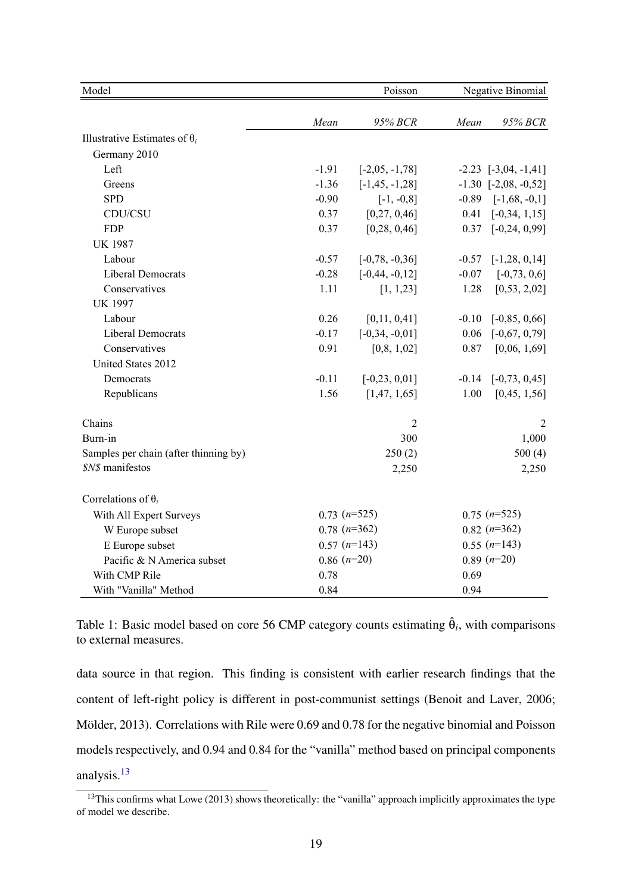| Model | Poisson | | Negative Binomial | |
|---|---|---|---|---|
| | *Mean* | *95% BCR* | *Mean* | *95% BCR* |
| Illustrative Estimates of $\theta_i$ | | | | |
| Germany 2010 | | | | |
| Left | -1.91 | [-2,05, -1,78] | -2.23 | [-3,04, -1,41] |
| Greens | -1.36 | [-1,45, -1,28] | -1.30 | [-2,08, -0,52] |
| SPD | -0.90 | [-1, -0,8] | -0.89 | [-1,68, -0,1] |
| CDU/CSU | 0.37 | [0,27, 0,46] | 0.41 | [-0,34, 1,15] |
| FDP | 0.37 | [0,28, 0,46] | 0.37 | [-0,24, 0,99] |
| UK 1987 | | | | |
| Labour | -0.57 | [-0,78, -0,36] | -0.57 | [-1,28, 0,14] |
| Liberal Democrats | -0.28 | [-0,44, -0,12] | -0.07 | [-0,73, 0,6] |
| Conservatives | 1.11 | [1, 1,23] | 1.28 | [0,53, 2,02] |
| UK 1997 | | | | |
| Labour | 0.26 | [0,11, 0,41] | -0.10 | [-0,85, 0,66] |
| Liberal Democrats | -0.17 | [-0,34, -0,01] | 0.06 | [-0,67, 0,79] |
| Conservatives | 0.91 | [0,8, 1,02] | 0.87 | [0,06, 1,69] |
| United States 2012 | | | | |
| Democrats | -0.11 | [-0,23, 0,01] | -0.14 | [-0,73, 0,45] |
| Republicans | 1.56 | [1,47, 1,65] | 1.00 | [0,45, 1,56] |
| | | | | |
| Chains | | 2 | | 2 |
| Burn-in | | 300 | | 1,000 |
| Samples per chain (after thinning by) | | 250 (2) | | 500 (4) |
| $N$ manifestos | | 2,250 | | 2,250 |
| | | | | |
| Correlations of $\theta_i$ | | | | |
| With All Expert Surveys | 0.73 (*n*=525) | | 0.75 (*n*=525) | |
| W Europe subset | 0.78 (*n*=362) | | 0.82 (*n*=362) | |
| E Europe subset | 0.57 (*n*=143) | | 0.55 (*n*=143) | |
| Pacific & N America subset | 0.86 (*n*=20) | | 0.89 (*n*=20) | |
| With CMP Rile | 0.78 | | 0.69 | |
| With "Vanilla" Method | 0.84 | | 0.94 | |

Table 1: Basic model based on core 56 CMP category counts estimating $\hat{\theta}_i$, with comparisons to external measures.

data source in that region. This finding is consistent with earlier research findings that the content of left-right policy is different in post-communist settings (Benoit and Laver, 2006; Mölder, 2013). Correlations with Rile were 0.69 and 0.78 for the negative binomial and Poisson models respectively, and 0.94 and 0.84 for the "vanilla" method based on principal components analysis.[13]

[13] This confirms what Lowe (2013) shows theoretically: the "vanilla" approach implicitly approximates the type of model we describe.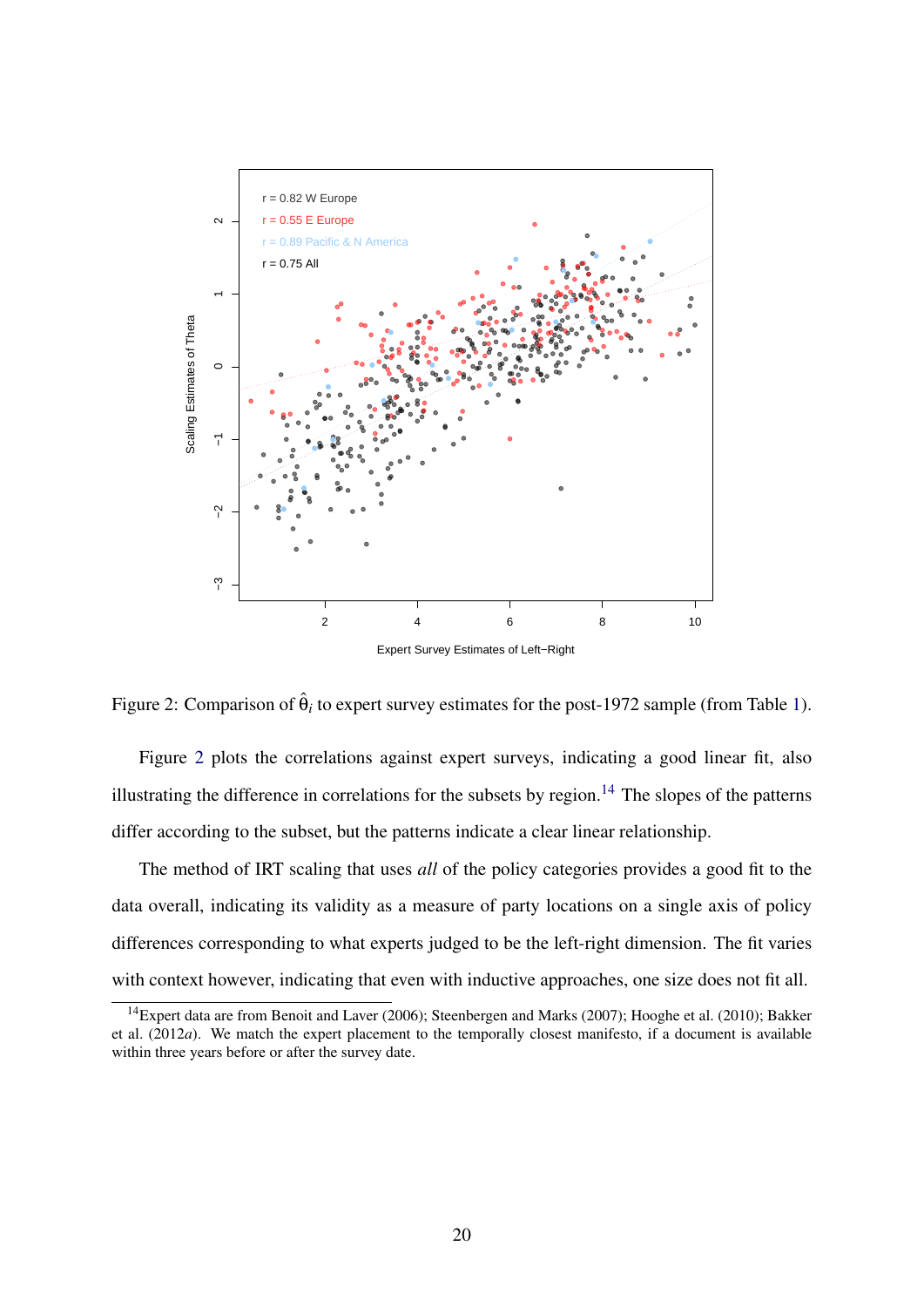Figure 2: Comparison of $\hat{\theta}_i$ to expert survey estimates for the post-1972 sample (from Table 1).

Figure 2 plots the correlations against expert surveys, indicating a good linear fit, also illustrating the difference in correlations for the subsets by region.[14] The slopes of the patterns differ according to the subset, but the patterns indicate a clear linear relationship.

The method of IRT scaling that uses *all* of the policy categories provides a good fit to the data overall, indicating its validity as a measure of party locations on a single axis of policy differences corresponding to what experts judged to be the left-right dimension. The fit varies with context however, indicating that even with inductive approaches, one size does not fit all.

[14] Expert data are from Benoit and Laver (2006); Steenbergen and Marks (2007); Hooghe et al. (2010); Bakker et al. (2012*a*). We match the expert placement to the temporally closest manifesto, if a document is available within three years before or after the survey date.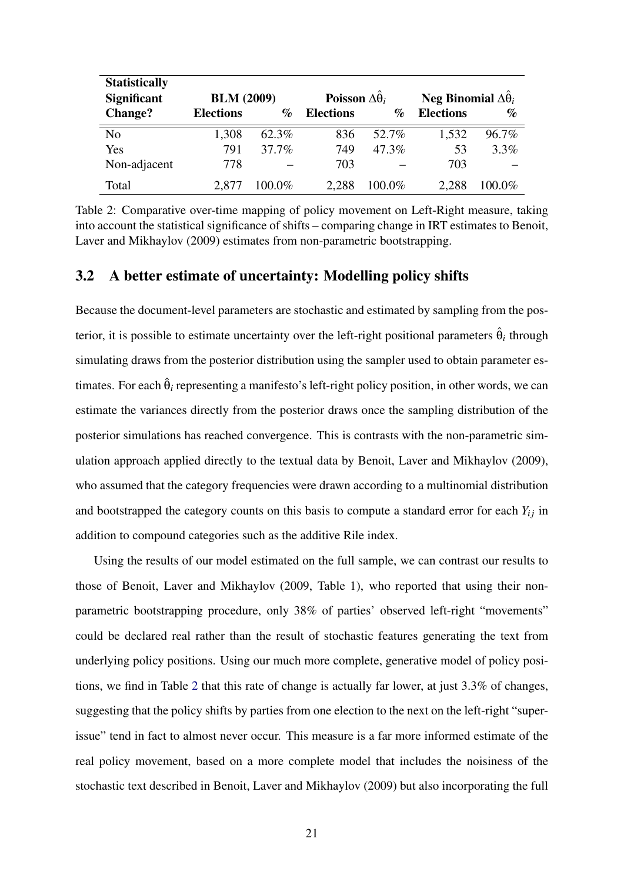| Statistically Significant Change? | BLM (2009) | | Poisson $\Delta\hat{\theta}_i$ | | Neg Binomial $\Delta\hat{\theta}_i$ | |
|---|---|---|---|---|---|---|
| | Elections | % | Elections | % | Elections | % |
| No | 1,308 | 62.3% | 836 | 52.7% | 1,532 | 96.7% |
| Yes | 791 | 37.7% | 749 | 47.3% | 53 | 3.3% |
| Non-adjacent | 778 | – | 703 | – | 703 | – |
| Total | 2,877 | 100.0% | 2,288 | 100.0% | 2,288 | 100.0% |

Table 2: Comparative over-time mapping of policy movement on Left-Right measure, taking into account the statistical significance of shifts – comparing change in IRT estimates to Benoit, Laver and Mikhaylov (2009) estimates from non-parametric bootstrapping.

### 3.2 A better estimate of uncertainty: Modelling policy shifts

Because the document-level parameters are stochastic and estimated by sampling from the posterior, it is possible to estimate uncertainty over the left-right positional parameters $\hat{\theta}_i$ through simulating draws from the posterior distribution using the sampler used to obtain parameter estimates. For each $\hat{\theta}_i$ representing a manifesto's left-right policy position, in other words, we can estimate the variances directly from the posterior draws once the sampling distribution of the posterior simulations has reached convergence. This is contrasts with the non-parametric simulation approach applied directly to the textual data by Benoit, Laver and Mikhaylov (2009), who assumed that the category frequencies were drawn according to a multinomial distribution and bootstrapped the category counts on this basis to compute a standard error for each $Y_{ij}$ in addition to compound categories such as the additive Rile index.

Using the results of our model estimated on the full sample, we can contrast our results to those of Benoit, Laver and Mikhaylov (2009, Table 1), who reported that using their non-parametric bootstrapping procedure, only 38% of parties' observed left-right "movements" could be declared real rather than the result of stochastic features generating the text from underlying policy positions. Using our much more complete, generative model of policy positions, we find in Table 2 that this rate of change is actually far lower, at just 3.3% of changes, suggesting that the policy shifts by parties from one election to the next on the left-right "super-issue" tend in fact to almost never occur. This measure is a far more informed estimate of the real policy movement, based on a more complete model that includes the noisiness of the stochastic text described in Benoit, Laver and Mikhaylov (2009) but also incorporating the full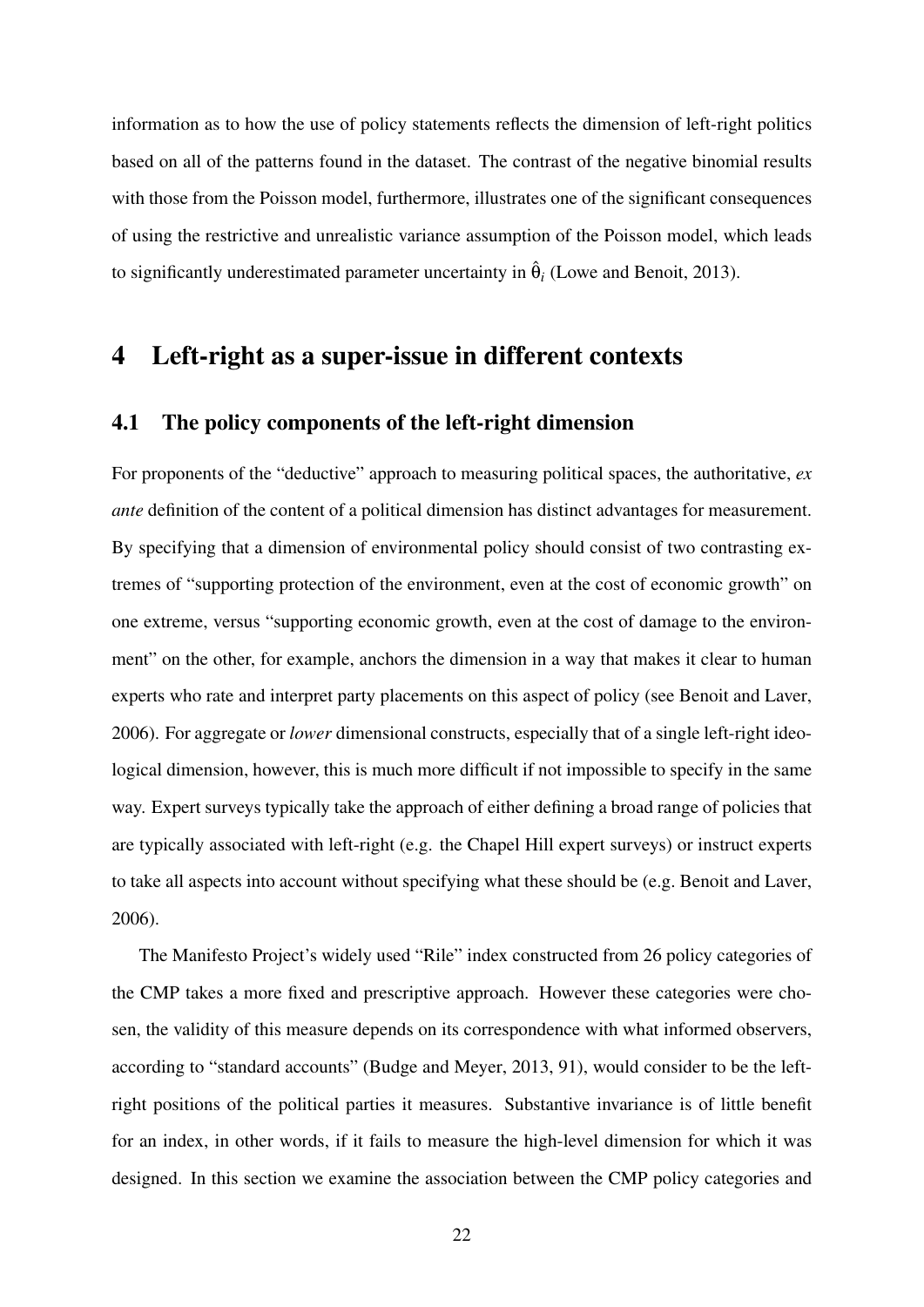information as to how the use of policy statements reflects the dimension of left-right politics based on all of the patterns found in the dataset. The contrast of the negative binomial results with those from the Poisson model, furthermore, illustrates one of the significant consequences of using the restrictive and unrealistic variance assumption of the Poisson model, which leads to significantly underestimated parameter uncertainty in $\hat{\theta}_i$ (Lowe and Benoit, 2013).

# 4 Left-right as a super-issue in different contexts

## 4.1 The policy components of the left-right dimension

For proponents of the "deductive" approach to measuring political spaces, the authoritative, *ex ante* definition of the content of a political dimension has distinct advantages for measurement. By specifying that a dimension of environmental policy should consist of two contrasting extremes of "supporting protection of the environment, even at the cost of economic growth" on one extreme, versus "supporting economic growth, even at the cost of damage to the environment" on the other, for example, anchors the dimension in a way that makes it clear to human experts who rate and interpret party placements on this aspect of policy (see Benoit and Laver, 2006). For aggregate or *lower* dimensional constructs, especially that of a single left-right ideological dimension, however, this is much more difficult if not impossible to specify in the same way. Expert surveys typically take the approach of either defining a broad range of policies that are typically associated with left-right (e.g. the Chapel Hill expert surveys) or instruct experts to take all aspects into account without specifying what these should be (e.g. Benoit and Laver, 2006).

The Manifesto Project's widely used "Rile" index constructed from 26 policy categories of the CMP takes a more fixed and prescriptive approach. However these categories were chosen, the validity of this measure depends on its correspondence with what informed observers, according to "standard accounts" (Budge and Meyer, 2013, 91), would consider to be the left-right positions of the political parties it measures. Substantive invariance is of little benefit for an index, in other words, if it fails to measure the high-level dimension for which it was designed. In this section we examine the association between the CMP policy categories and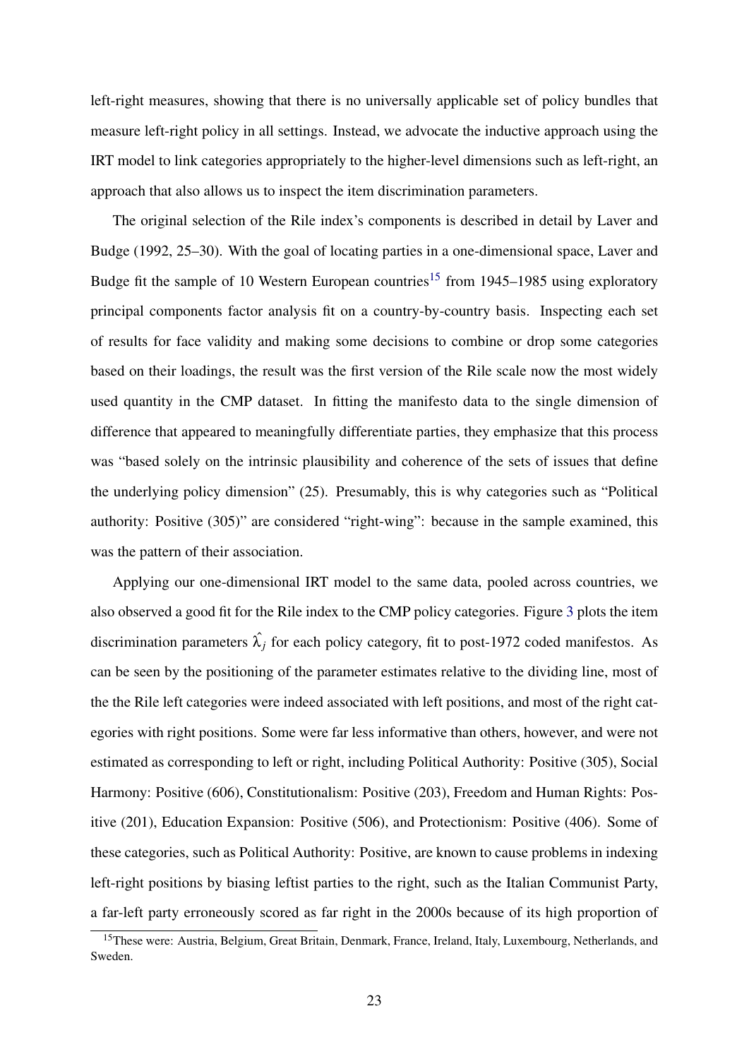left-right measures, showing that there is no universally applicable set of policy bundles that measure left-right policy in all settings. Instead, we advocate the inductive approach using the IRT model to link categories appropriately to the higher-level dimensions such as left-right, an approach that also allows us to inspect the item discrimination parameters.

The original selection of the Rile index's components is described in detail by Laver and Budge (1992, 25–30). With the goal of locating parties in a one-dimensional space, Laver and Budge fit the sample of 10 Western European countries[15] from 1945–1985 using exploratory principal components factor analysis fit on a country-by-country basis. Inspecting each set of results for face validity and making some decisions to combine or drop some categories based on their loadings, the result was the first version of the Rile scale now the most widely used quantity in the CMP dataset. In fitting the manifesto data to the single dimension of difference that appeared to meaningfully differentiate parties, they emphasize that this process was "based solely on the intrinsic plausibility and coherence of the sets of issues that define the underlying policy dimension" (25). Presumably, this is why categories such as "Political authority: Positive (305)" are considered "right-wing": because in the sample examined, this was the pattern of their association.

Applying our one-dimensional IRT model to the same data, pooled across countries, we also observed a good fit for the Rile index to the CMP policy categories. Figure 3 plots the item discrimination parameters $\hat{\lambda_j}$ for each policy category, fit to post-1972 coded manifestos. As can be seen by the positioning of the parameter estimates relative to the dividing line, most of the the Rile left categories were indeed associated with left positions, and most of the right categories with right positions. Some were far less informative than others, however, and were not estimated as corresponding to left or right, including Political Authority: Positive (305), Social Harmony: Positive (606), Constitutionalism: Positive (203), Freedom and Human Rights: Positive (201), Education Expansion: Positive (506), and Protectionism: Positive (406). Some of these categories, such as Political Authority: Positive, are known to cause problems in indexing left-right positions by biasing leftist parties to the right, such as the Italian Communist Party, a far-left party erroneously scored as far right in the 2000s because of its high proportion of

[15] These were: Austria, Belgium, Great Britain, Denmark, France, Ireland, Italy, Luxembourg, Netherlands, and Sweden.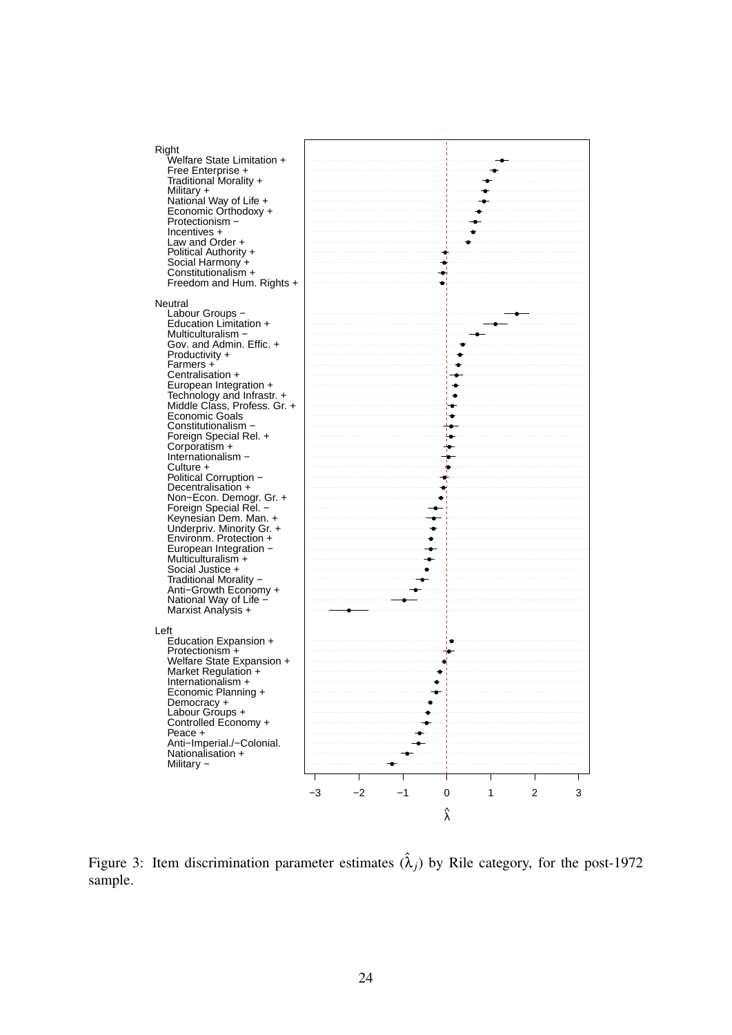Right
Welfare State Limitation +
Free Enterprise +
Traditional Morality +
Military +
National Way of Life +
Economic Orthodoxy +
Protectionism −
Incentives +
Law and Order +
Political Authority +
Social Harmony +
Constitutionalism +
Freedom and Hum. Rights +

Neutral
Labour Groups −
Education Limitation +
Multiculturalism −
Gov. and Admin. Effic. +
Productivity +
Farmers +
Centralisation +
European Integration +
Technology and Infrastr. +
Middle Class, Profess. Gr. +
Economic Goals
Constitutionalism −
Foreign Special Rel. +
Corporatism +
Internationalism −
Culture +
Political Corruption −
Decentralisation +
Non−Econ. Demogr. Gr. +
Foreign Special Rel. −
Keynesian Dem. Man. +
Underpriv. Minority Gr. +
Environm. Protection +
European Integration −
Multiculturalism +
Social Justice +
Traditional Morality −
Anti−Growth Economy +
National Way of Life −
Marxist Analysis +

Left
Education Expansion +
Protectionism +
Welfare State Expansion +
Market Regulation +
Internationalism +
Economic Planning +
Democracy +
Labour Groups +
Controlled Economy +
Peace +
Anti−Imperial./−Colonial.
Nationalisation +
Military −

−3 −2 −1 0 1 2 3

$\hat{\lambda}$

Figure 3: Item discrimination parameter estimates ($\hat{\lambda}_j$) by Rile category, for the post-1972 sample.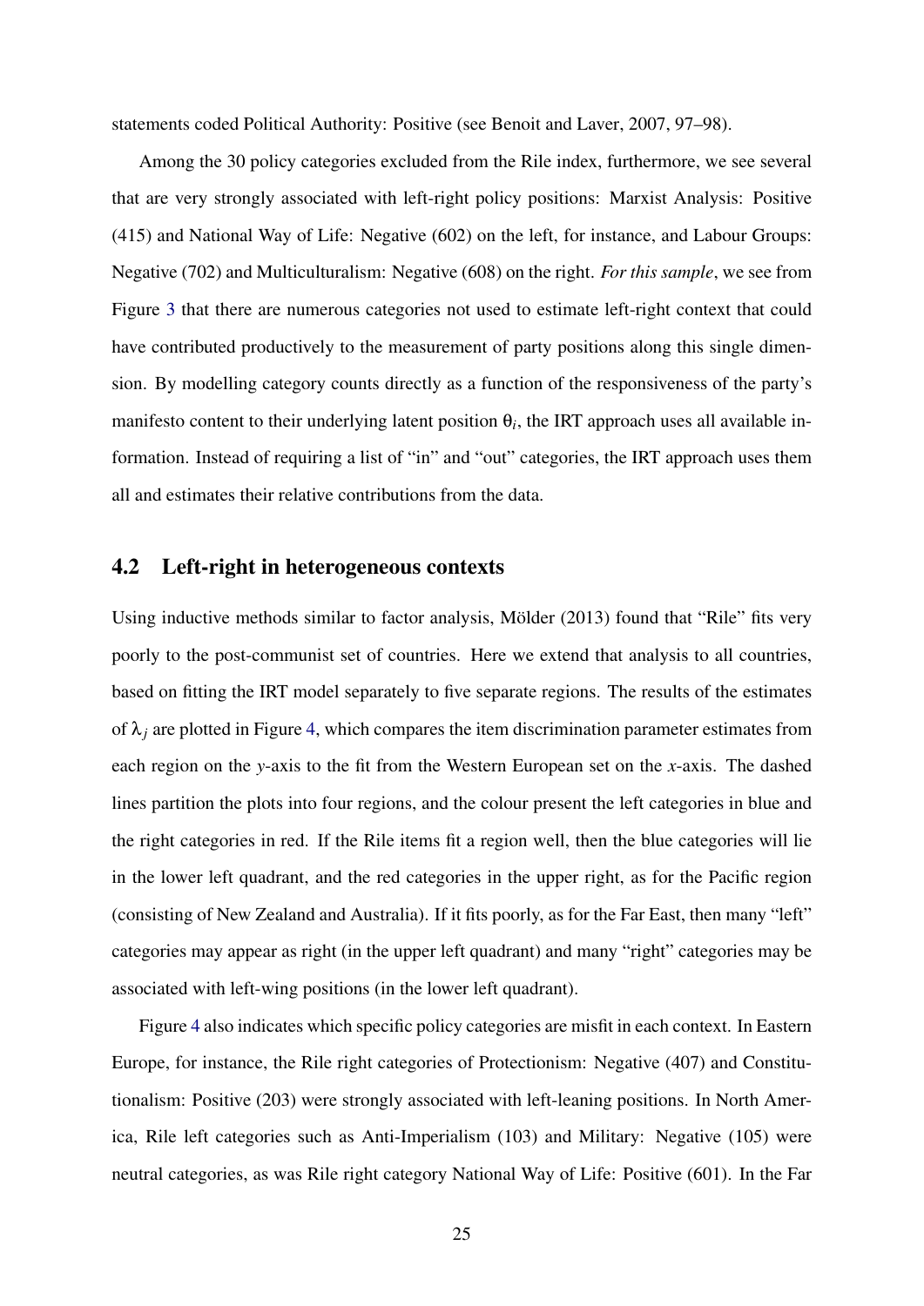statements coded Political Authority: Positive (see Benoit and Laver, 2007, 97–98).

Among the 30 policy categories excluded from the Rile index, furthermore, we see several that are very strongly associated with left-right policy positions: Marxist Analysis: Positive (415) and National Way of Life: Negative (602) on the left, for instance, and Labour Groups: Negative (702) and Multiculturalism: Negative (608) on the right. *For this sample*, we see from Figure 3 that there are numerous categories not used to estimate left-right context that could have contributed productively to the measurement of party positions along this single dimension. By modelling category counts directly as a function of the responsiveness of the party's manifesto content to their underlying latent position $\theta_i$, the IRT approach uses all available information. Instead of requiring a list of "in" and "out" categories, the IRT approach uses them all and estimates their relative contributions from the data.

## 4.2 Left-right in heterogeneous contexts

Using inductive methods similar to factor analysis, Mölder (2013) found that "Rile" fits very poorly to the post-communist set of countries. Here we extend that analysis to all countries, based on fitting the IRT model separately to five separate regions. The results of the estimates of $\lambda_j$ are plotted in Figure 4, which compares the item discrimination parameter estimates from each region on the $y$-axis to the fit from the Western European set on the $x$-axis. The dashed lines partition the plots into four regions, and the colour present the left categories in blue and the right categories in red. If the Rile items fit a region well, then the blue categories will lie in the lower left quadrant, and the red categories in the upper right, as for the Pacific region (consisting of New Zealand and Australia). If it fits poorly, as for the Far East, then many "left" categories may appear as right (in the upper left quadrant) and many "right" categories may be associated with left-wing positions (in the lower left quadrant).

Figure 4 also indicates which specific policy categories are misfit in each context. In Eastern Europe, for instance, the Rile right categories of Protectionism: Negative (407) and Constitutionalism: Positive (203) were strongly associated with left-leaning positions. In North America, Rile left categories such as Anti-Imperialism (103) and Military: Negative (105) were neutral categories, as was Rile right category National Way of Life: Positive (601). In the Far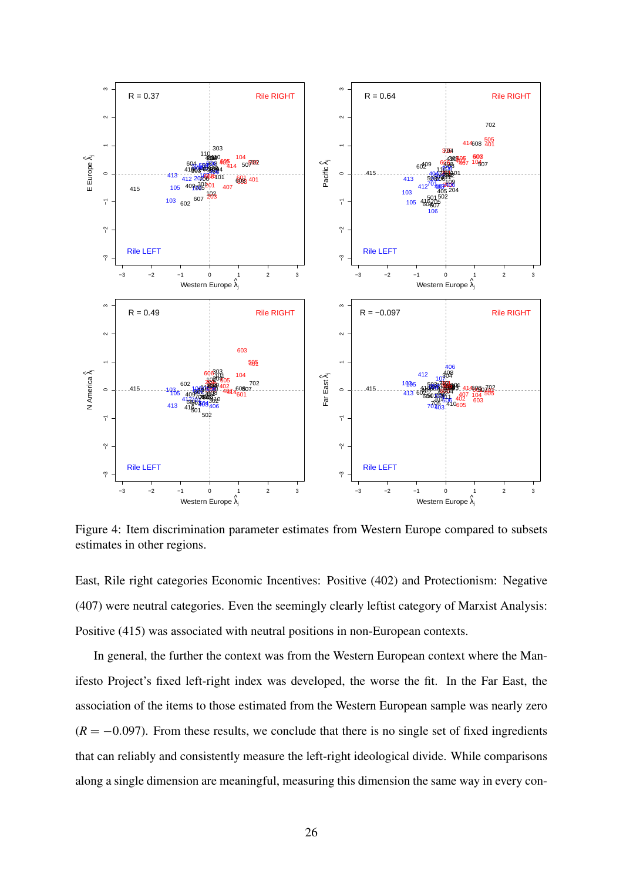Figure 4: Item discrimination parameter estimates from Western Europe compared to subsets estimates in other regions.

East, Rile right categories Economic Incentives: Positive (402) and Protectionism: Negative (407) were neutral categories. Even the seemingly clearly leftist category of Marxist Analysis: Positive (415) was associated with neutral positions in non-European contexts.

In general, the further the context was from the Western European context where the Manifesto Project's fixed left-right index was developed, the worse the fit. In the Far East, the association of the items to those estimated from the Western European sample was nearly zero ($R = -0.097$). From these results, we conclude that there is no single set of fixed ingredients that can reliably and consistently measure the left-right ideological divide. While comparisons along a single dimension are meaningful, measuring this dimension the same way in every con-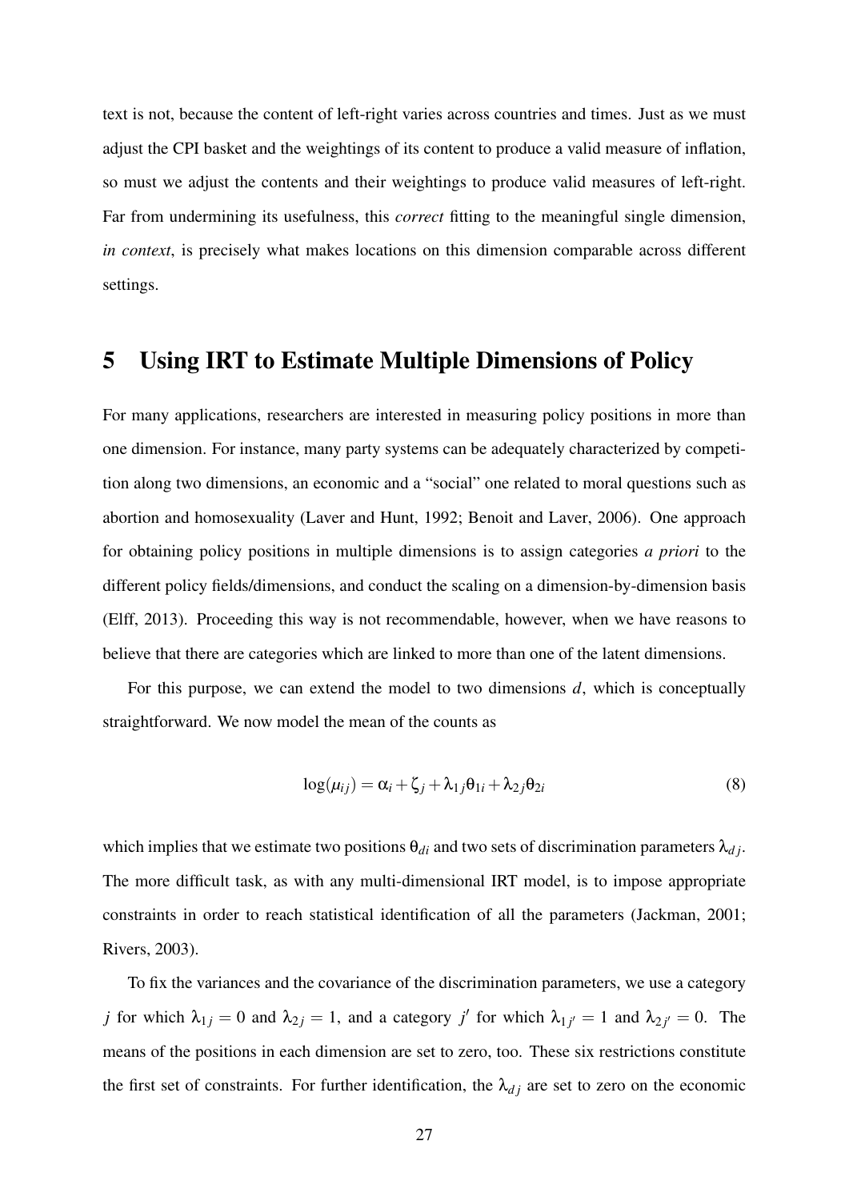text is not, because the content of left-right varies across countries and times. Just as we must adjust the CPI basket and the weightings of its content to produce a valid measure of inflation, so must we adjust the contents and their weightings to produce valid measures of left-right. Far from undermining its usefulness, this *correct* fitting to the meaningful single dimension, *in context*, is precisely what makes locations on this dimension comparable across different settings.

## 5 Using IRT to Estimate Multiple Dimensions of Policy

For many applications, researchers are interested in measuring policy positions in more than one dimension. For instance, many party systems can be adequately characterized by competition along two dimensions, an economic and a "social" one related to moral questions such as abortion and homosexuality (Laver and Hunt, 1992; Benoit and Laver, 2006). One approach for obtaining policy positions in multiple dimensions is to assign categories *a priori* to the different policy fields/dimensions, and conduct the scaling on a dimension-by-dimension basis (Elff, 2013). Proceeding this way is not recommendable, however, when we have reasons to believe that there are categories which are linked to more than one of the latent dimensions.

For this purpose, we can extend the model to two dimensions $d$, which is conceptually straightforward. We now model the mean of the counts as

$$\log(\mu_{ij}) = \alpha_i + \zeta_j + \lambda_{1j}\theta_{1i} + \lambda_{2j}\theta_{2i} \tag{8}$$

which implies that we estimate two positions $\theta_{di}$ and two sets of discrimination parameters $\lambda_{dj}$. The more difficult task, as with any multi-dimensional IRT model, is to impose appropriate constraints in order to reach statistical identification of all the parameters (Jackman, 2001; Rivers, 2003).

To fix the variances and the covariance of the discrimination parameters, we use a category $j$ for which $\lambda_{1j} = 0$ and $\lambda_{2j} = 1$, and a category $j'$ for which $\lambda_{1j'} = 1$ and $\lambda_{2j'} = 0$. The means of the positions in each dimension are set to zero, too. These six restrictions constitute the first set of constraints. For further identification, the $\lambda_{dj}$ are set to zero on the economic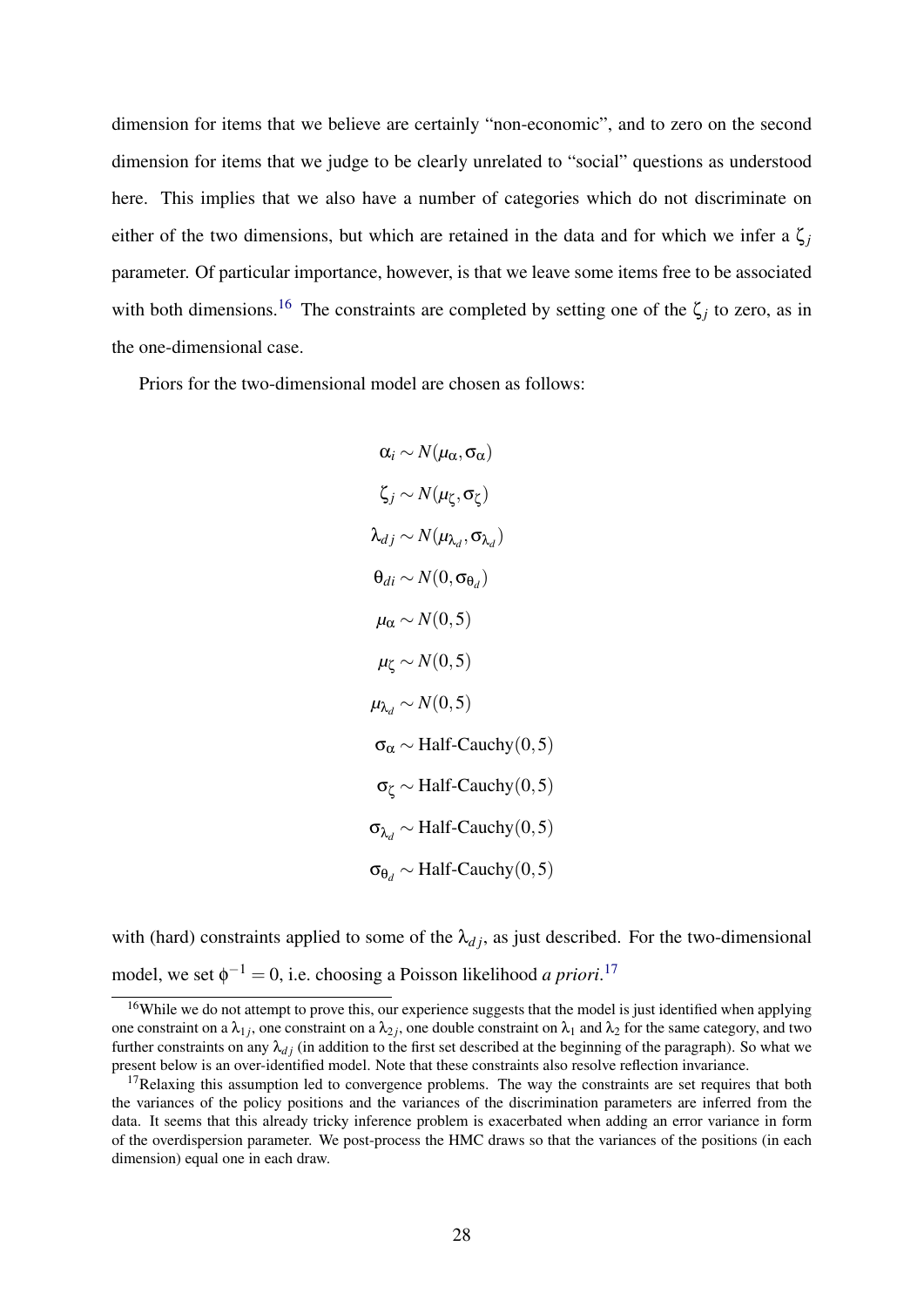dimension for items that we believe are certainly "non-economic", and to zero on the second dimension for items that we judge to be clearly unrelated to "social" questions as understood here. This implies that we also have a number of categories which do not discriminate on either of the two dimensions, but which are retained in the data and for which we infer a $\zeta_j$ parameter. Of particular importance, however, is that we leave some items free to be associated with both dimensions.[16] The constraints are completed by setting one of the $\zeta_j$ to zero, as in the one-dimensional case.

Priors for the two-dimensional model are chosen as follows:

$$
\begin{aligned}
\alpha_i &\sim N(\mu_\alpha, \sigma_\alpha) \\
\zeta_j &\sim N(\mu_\zeta, \sigma_\zeta) \\
\lambda_{dj} &\sim N(\mu_{\lambda_d}, \sigma_{\lambda_d}) \\
\theta_{di} &\sim N(0, \sigma_{\theta_d}) \\
\mu_\alpha &\sim N(0, 5) \\
\mu_\zeta &\sim N(0, 5) \\
\mu_{\lambda_d} &\sim N(0, 5) \\
\sigma_\alpha &\sim \text{Half-Cauchy}(0, 5) \\
\sigma_\zeta &\sim \text{Half-Cauchy}(0, 5) \\
\sigma_{\lambda_d} &\sim \text{Half-Cauchy}(0, 5) \\
\sigma_{\theta_d} &\sim \text{Half-Cauchy}(0, 5)
\end{aligned}
$$

with (hard) constraints applied to some of the $\lambda_{dj}$, as just described. For the two-dimensional model, we set $\phi^{-1} = 0$, i.e. choosing a Poisson likelihood *a priori*.[17]

[16] While we do not attempt to prove this, our experience suggests that the model is just identified when applying one constraint on a $\lambda_{1j}$, one constraint on a $\lambda_{2j}$, one double constraint on $\lambda_1$ and $\lambda_2$ for the same category, and two further constraints on any $\lambda_{dj}$ (in addition to the first set described at the beginning of the paragraph). So what we present below is an over-identified model. Note that these constraints also resolve reflection invariance.

[17] Relaxing this assumption led to convergence problems. The way the constraints are set requires that both the variances of the policy positions and the variances of the discrimination parameters are inferred from the data. It seems that this already tricky inference problem is exacerbated when adding an error variance in form of the overdispersion parameter. We post-process the HMC draws so that the variances of the positions (in each dimension) equal one in each draw.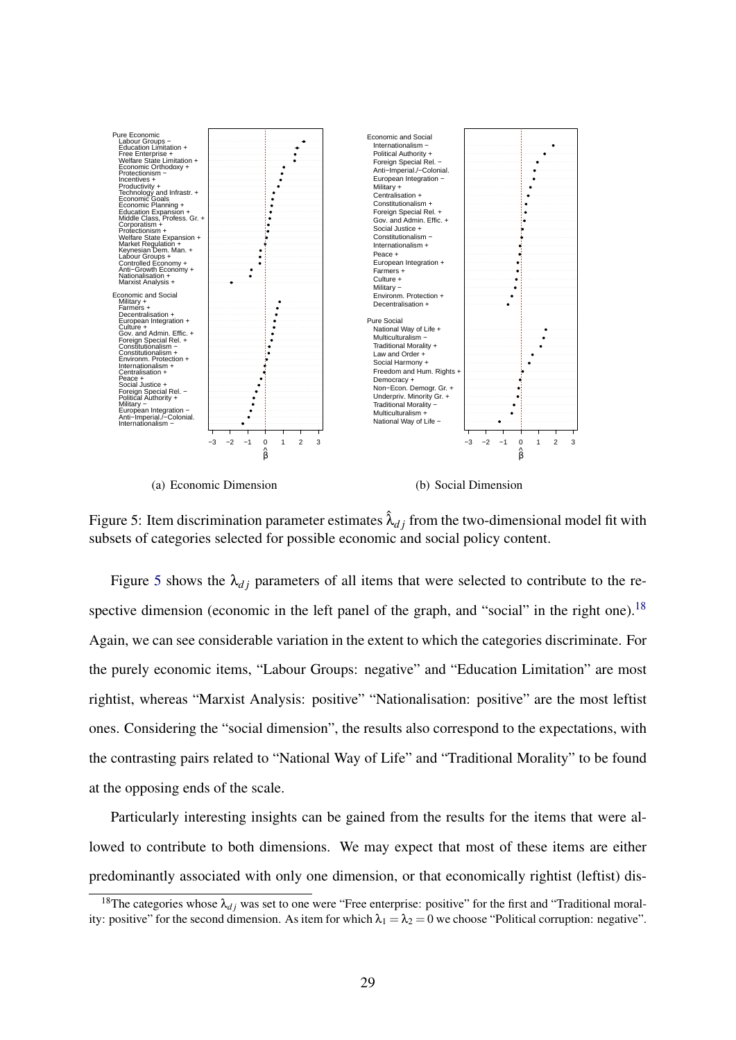(a) Economic Dimension

(b) Social Dimension

Figure 5: Item discrimination parameter estimates $\hat{\lambda}_{dj}$ from the two-dimensional model fit with subsets of categories selected for possible economic and social policy content.

Figure 5 shows the $\lambda_{dj}$ parameters of all items that were selected to contribute to the respective dimension (economic in the left panel of the graph, and "social" in the right one).[18] Again, we can see considerable variation in the extent to which the categories discriminate. For the purely economic items, "Labour Groups: negative" and "Education Limitation" are most rightist, whereas "Marxist Analysis: positive" "Nationalisation: positive" are the most leftist ones. Considering the "social dimension", the results also correspond to the expectations, with the contrasting pairs related to "National Way of Life" and "Traditional Morality" to be found at the opposing ends of the scale.

Particularly interesting insights can be gained from the results for the items that were allowed to contribute to both dimensions. We may expect that most of these items are either predominantly associated with only one dimension, or that economically rightist (leftist) dis-

[18] The categories whose $\lambda_{dj}$ was set to one were "Free enterprise: positive" for the first and "Traditional morality: positive" for the second dimension. As item for which $\lambda_1 = \lambda_2 = 0$ we choose "Political corruption: negative".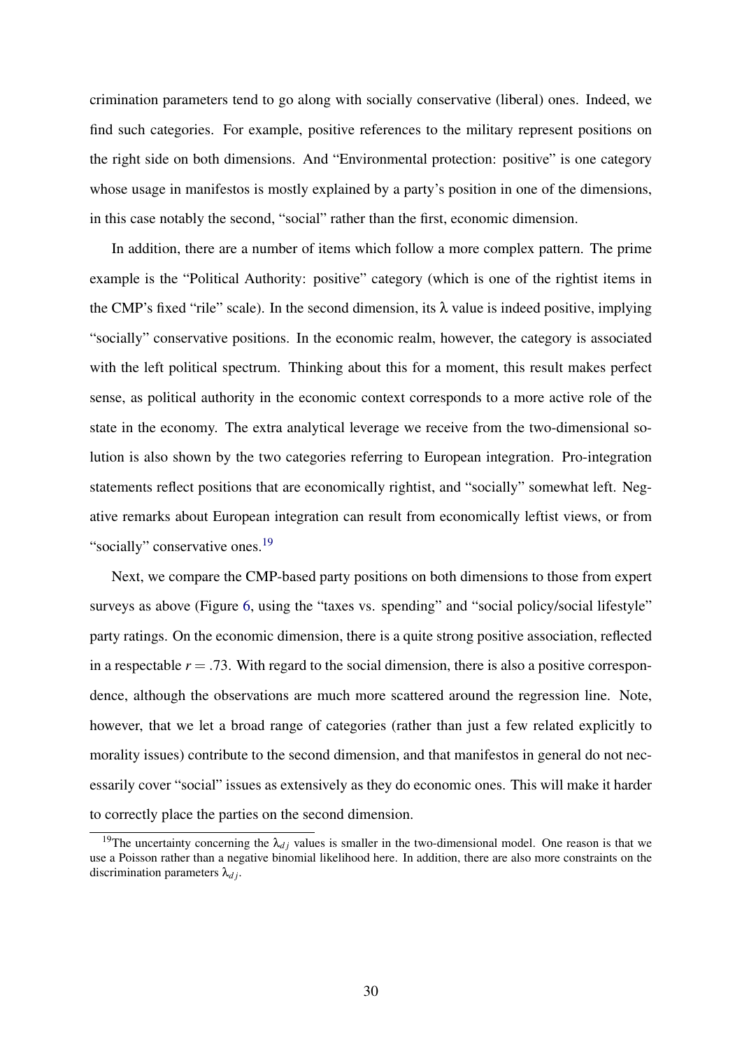crimination parameters tend to go along with socially conservative (liberal) ones. Indeed, we find such categories. For example, positive references to the military represent positions on the right side on both dimensions. And "Environmental protection: positive" is one category whose usage in manifestos is mostly explained by a party's position in one of the dimensions, in this case notably the second, "social" rather than the first, economic dimension.

In addition, there are a number of items which follow a more complex pattern. The prime example is the "Political Authority: positive" category (which is one of the rightist items in the CMP's fixed "rile" scale). In the second dimension, its $\lambda$ value is indeed positive, implying "socially" conservative positions. In the economic realm, however, the category is associated with the left political spectrum. Thinking about this for a moment, this result makes perfect sense, as political authority in the economic context corresponds to a more active role of the state in the economy. The extra analytical leverage we receive from the two-dimensional solution is also shown by the two categories referring to European integration. Pro-integration statements reflect positions that are economically rightist, and "socially" somewhat left. Negative remarks about European integration can result from economically leftist views, or from "socially" conservative ones.[19]

Next, we compare the CMP-based party positions on both dimensions to those from expert surveys as above (Figure 6, using the "taxes vs. spending" and "social policy/social lifestyle" party ratings. On the economic dimension, there is a quite strong positive association, reflected in a respectable $r = .73$. With regard to the social dimension, there is also a positive correspondence, although the observations are much more scattered around the regression line. Note, however, that we let a broad range of categories (rather than just a few related explicitly to morality issues) contribute to the second dimension, and that manifestos in general do not necessarily cover "social" issues as extensively as they do economic ones. This will make it harder to correctly place the parties on the second dimension.

[19] The uncertainty concerning the $\lambda_{dj}$ values is smaller in the two-dimensional model. One reason is that we use a Poisson rather than a negative binomial likelihood here. In addition, there are also more constraints on the discrimination parameters $\lambda_{dj}$.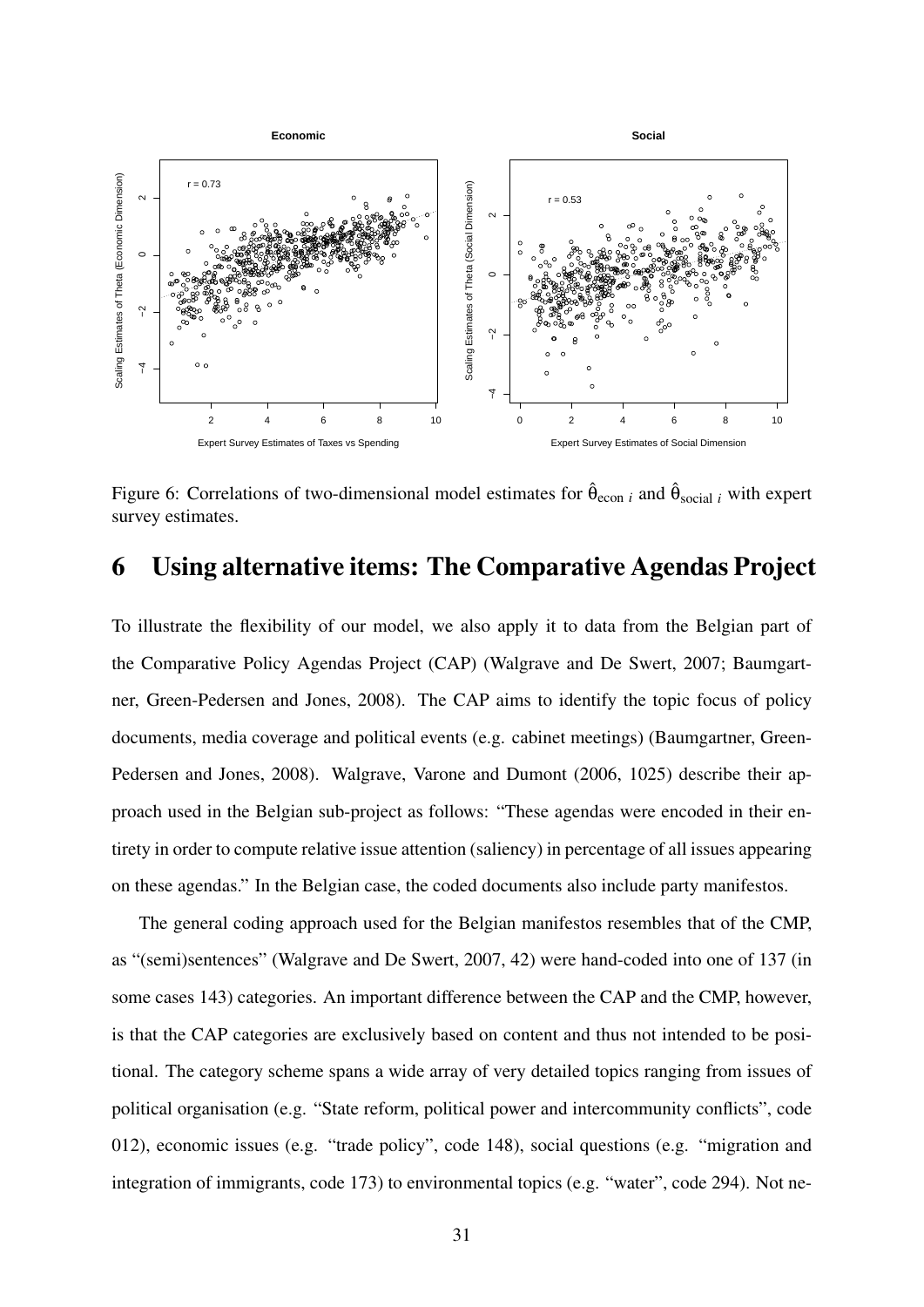Figure 6: Correlations of two-dimensional model estimates for $\hat{\theta}_{\text{econ } i}$ and $\hat{\theta}_{\text{social } i}$ with expert survey estimates.

# 6 Using alternative items: The Comparative Agendas Project

To illustrate the flexibility of our model, we also apply it to data from the Belgian part of the Comparative Policy Agendas Project (CAP) (Walgrave and De Swert, 2007; Baumgartner, Green-Pedersen and Jones, 2008). The CAP aims to identify the topic focus of policy documents, media coverage and political events (e.g. cabinet meetings) (Baumgartner, Green-Pedersen and Jones, 2008). Walgrave, Varone and Dumont (2006, 1025) describe their approach used in the Belgian sub-project as follows: "These agendas were encoded in their entirety in order to compute relative issue attention (saliency) in percentage of all issues appearing on these agendas." In the Belgian case, the coded documents also include party manifestos.

The general coding approach used for the Belgian manifestos resembles that of the CMP, as "(semi)sentences" (Walgrave and De Swert, 2007, 42) were hand-coded into one of 137 (in some cases 143) categories. An important difference between the CAP and the CMP, however, is that the CAP categories are exclusively based on content and thus not intended to be positional. The category scheme spans a wide array of very detailed topics ranging from issues of political organisation (e.g. "State reform, political power and intercommunity conflicts", code 012), economic issues (e.g. "trade policy", code 148), social questions (e.g. "migration and integration of immigrants, code 173) to environmental topics (e.g. "water", code 294). Not ne-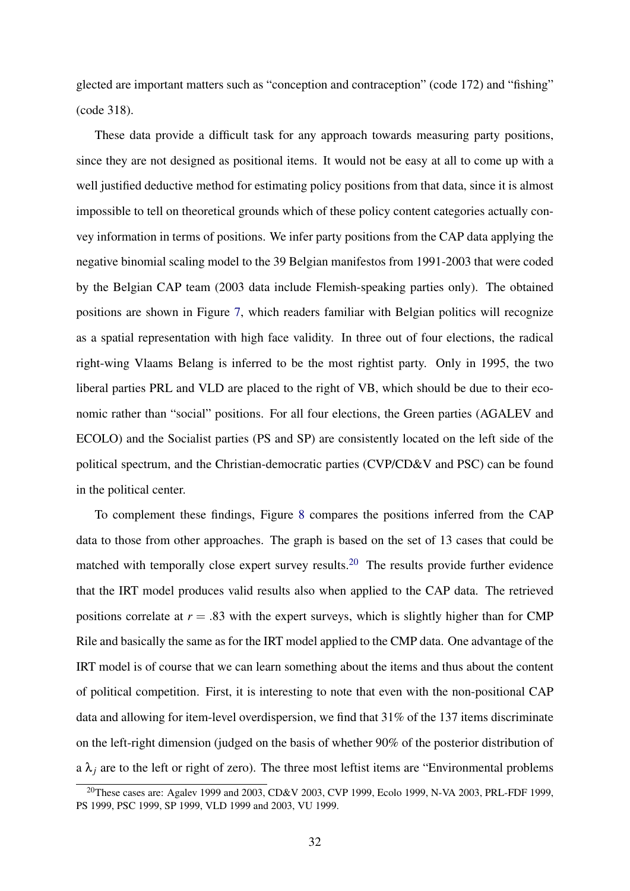glected are important matters such as "conception and contraception" (code 172) and "fishing" (code 318).

These data provide a difficult task for any approach towards measuring party positions, since they are not designed as positional items. It would not be easy at all to come up with a well justified deductive method for estimating policy positions from that data, since it is almost impossible to tell on theoretical grounds which of these policy content categories actually convey information in terms of positions. We infer party positions from the CAP data applying the negative binomial scaling model to the 39 Belgian manifestos from 1991-2003 that were coded by the Belgian CAP team (2003 data include Flemish-speaking parties only). The obtained positions are shown in Figure 7, which readers familiar with Belgian politics will recognize as a spatial representation with high face validity. In three out of four elections, the radical right-wing Vlaams Belang is inferred to be the most rightist party. Only in 1995, the two liberal parties PRL and VLD are placed to the right of VB, which should be due to their economic rather than "social" positions. For all four elections, the Green parties (AGALEV and ECOLO) and the Socialist parties (PS and SP) are consistently located on the left side of the political spectrum, and the Christian-democratic parties (CVP/CD&V and PSC) can be found in the political center.

To complement these findings, Figure 8 compares the positions inferred from the CAP data to those from other approaches. The graph is based on the set of 13 cases that could be matched with temporally close expert survey results.[20] The results provide further evidence that the IRT model produces valid results also when applied to the CAP data. The retrieved positions correlate at $r = .83$ with the expert surveys, which is slightly higher than for CMP Rile and basically the same as for the IRT model applied to the CMP data. One advantage of the IRT model is of course that we can learn something about the items and thus about the content of political competition. First, it is interesting to note that even with the non-positional CAP data and allowing for item-level overdispersion, we find that 31% of the 137 items discriminate on the left-right dimension (judged on the basis of whether 90% of the posterior distribution of a $\lambda_j$ are to the left or right of zero). The three most leftist items are "Environmental problems

[20] These cases are: Agalev 1999 and 2003, CD&V 2003, CVP 1999, Ecolo 1999, N-VA 2003, PRL-FDF 1999, PS 1999, PSC 1999, SP 1999, VLD 1999 and 2003, VU 1999.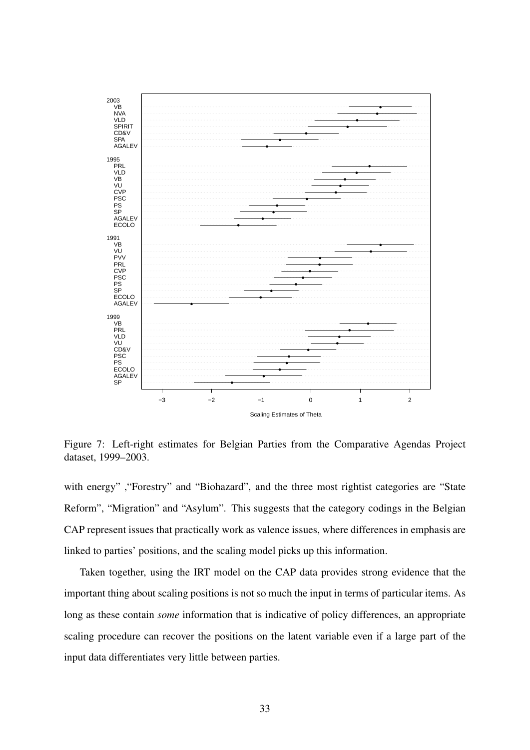Figure 7: Left-right estimates for Belgian Parties from the Comparative Agendas Project dataset, 1999–2003.

with energy" ,"Forestry" and "Biohazard", and the three most rightist categories are "State Reform", "Migration" and "Asylum". This suggests that the category codings in the Belgian CAP represent issues that practically work as valence issues, where differences in emphasis are linked to parties' positions, and the scaling model picks up this information.

Taken together, using the IRT model on the CAP data provides strong evidence that the important thing about scaling positions is not so much the input in terms of particular items. As long as these contain *some* information that is indicative of policy differences, an appropriate scaling procedure can recover the positions on the latent variable even if a large part of the input data differentiates very little between parties.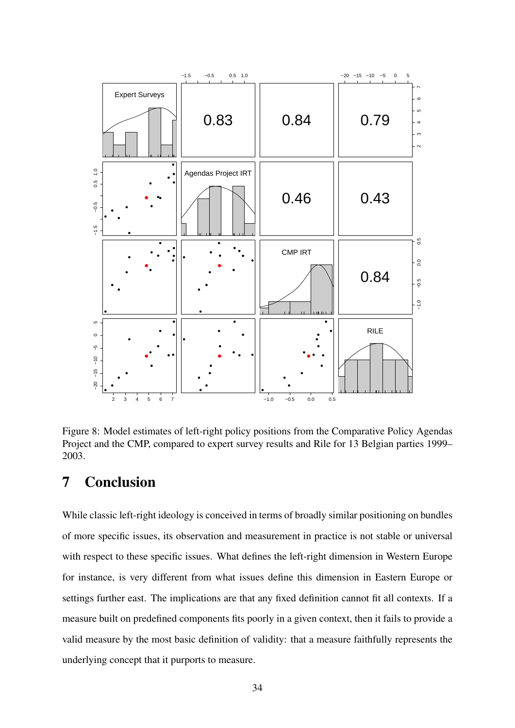Figure 8: Model estimates of left-right policy positions from the Comparative Policy Agendas Project and the CMP, compared to expert survey results and Rile for 13 Belgian parties 1999–2003.

# 7 Conclusion

While classic left-right ideology is conceived in terms of broadly similar positioning on bundles of more specific issues, its observation and measurement in practice is not stable or universal with respect to these specific issues. What defines the left-right dimension in Western Europe for instance, is very different from what issues define this dimension in Eastern Europe or settings further east. The implications are that any fixed definition cannot fit all contexts. If a measure built on predefined components fits poorly in a given context, then it fails to provide a valid measure by the most basic definition of validity: that a measure faithfully represents the underlying concept that it purports to measure.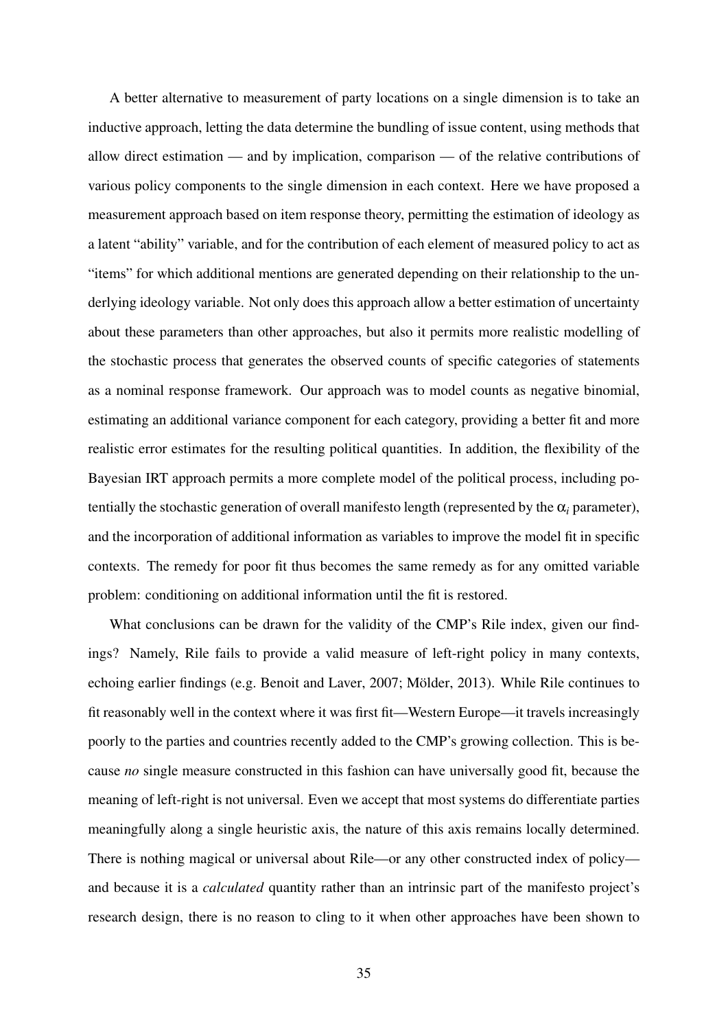A better alternative to measurement of party locations on a single dimension is to take an inductive approach, letting the data determine the bundling of issue content, using methods that allow direct estimation — and by implication, comparison — of the relative contributions of various policy components to the single dimension in each context. Here we have proposed a measurement approach based on item response theory, permitting the estimation of ideology as a latent "ability" variable, and for the contribution of each element of measured policy to act as "items" for which additional mentions are generated depending on their relationship to the underlying ideology variable. Not only does this approach allow a better estimation of uncertainty about these parameters than other approaches, but also it permits more realistic modelling of the stochastic process that generates the observed counts of specific categories of statements as a nominal response framework. Our approach was to model counts as negative binomial, estimating an additional variance component for each category, providing a better fit and more realistic error estimates for the resulting political quantities. In addition, the flexibility of the Bayesian IRT approach permits a more complete model of the political process, including potentially the stochastic generation of overall manifesto length (represented by the $\alpha_i$ parameter), and the incorporation of additional information as variables to improve the model fit in specific contexts. The remedy for poor fit thus becomes the same remedy as for any omitted variable problem: conditioning on additional information until the fit is restored.

What conclusions can be drawn for the validity of the CMP's Rile index, given our findings? Namely, Rile fails to provide a valid measure of left-right policy in many contexts, echoing earlier findings (e.g. Benoit and Laver, 2007; Mölder, 2013). While Rile continues to fit reasonably well in the context where it was first fit—Western Europe—it travels increasingly poorly to the parties and countries recently added to the CMP's growing collection. This is because *no* single measure constructed in this fashion can have universally good fit, because the meaning of left-right is not universal. Even we accept that most systems do differentiate parties meaningfully along a single heuristic axis, the nature of this axis remains locally determined. There is nothing magical or universal about Rile—or any other constructed index of policy—and because it is a *calculated* quantity rather than an intrinsic part of the manifesto project's research design, there is no reason to cling to it when other approaches have been shown to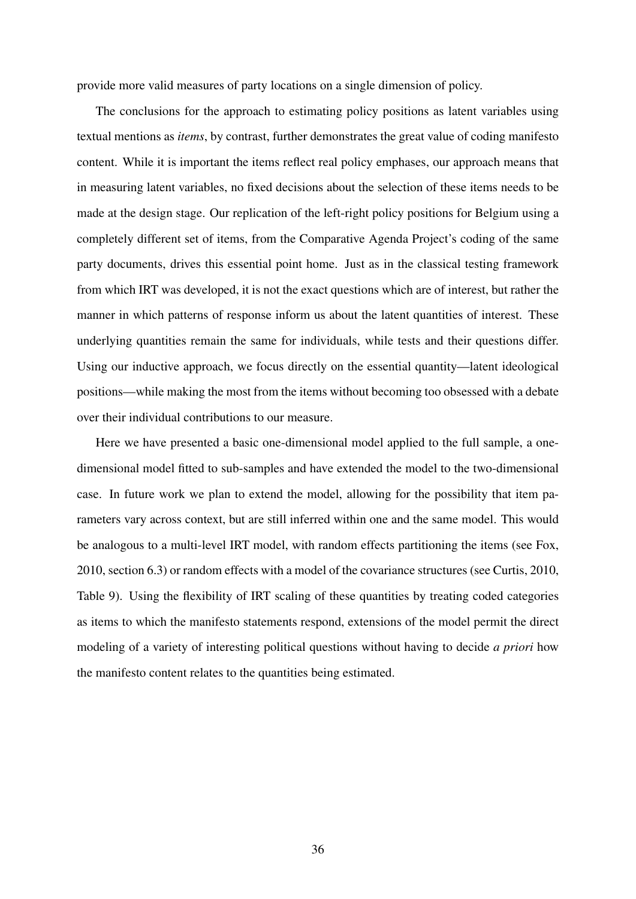provide more valid measures of party locations on a single dimension of policy.

The conclusions for the approach to estimating policy positions as latent variables using textual mentions as *items*, by contrast, further demonstrates the great value of coding manifesto content. While it is important the items reflect real policy emphases, our approach means that in measuring latent variables, no fixed decisions about the selection of these items needs to be made at the design stage. Our replication of the left-right policy positions for Belgium using a completely different set of items, from the Comparative Agenda Project's coding of the same party documents, drives this essential point home. Just as in the classical testing framework from which IRT was developed, it is not the exact questions which are of interest, but rather the manner in which patterns of response inform us about the latent quantities of interest. These underlying quantities remain the same for individuals, while tests and their questions differ. Using our inductive approach, we focus directly on the essential quantity—latent ideological positions—while making the most from the items without becoming too obsessed with a debate over their individual contributions to our measure.

Here we have presented a basic one-dimensional model applied to the full sample, a one-dimensional model fitted to sub-samples and have extended the model to the two-dimensional case. In future work we plan to extend the model, allowing for the possibility that item parameters vary across context, but are still inferred within one and the same model. This would be analogous to a multi-level IRT model, with random effects partitioning the items (see Fox, 2010, section 6.3) or random effects with a model of the covariance structures (see Curtis, 2010, Table 9). Using the flexibility of IRT scaling of these quantities by treating coded categories as items to which the manifesto statements respond, extensions of the model permit the direct modeling of a variety of interesting political questions without having to decide *a priori* how the manifesto content relates to the quantities being estimated.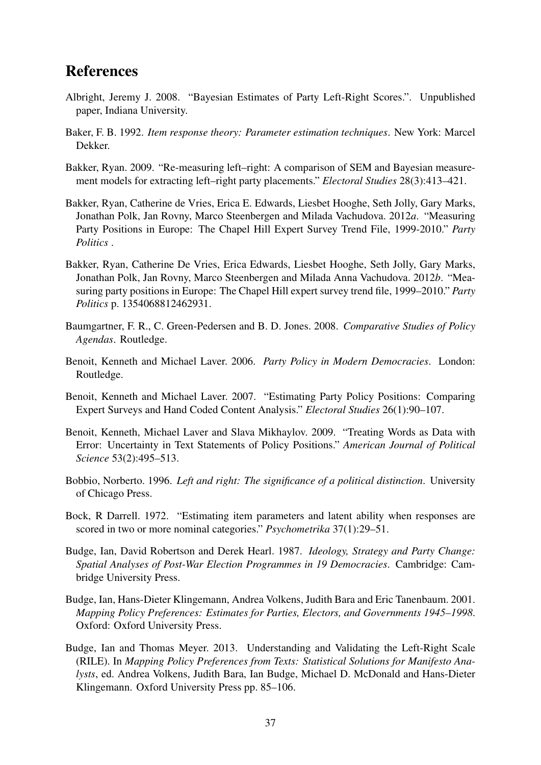## References

Albright, Jeremy J. 2008. "Bayesian Estimates of Party Left-Right Scores.". Unpublished paper, Indiana University.

Baker, F. B. 1992. *Item response theory: Parameter estimation techniques*. New York: Marcel Dekker.

Bakker, Ryan. 2009. "Re-measuring left–right: A comparison of SEM and Bayesian measurement models for extracting left–right party placements." *Electoral Studies* 28(3):413–421.

Bakker, Ryan, Catherine de Vries, Erica E. Edwards, Liesbet Hooghe, Seth Jolly, Gary Marks, Jonathan Polk, Jan Rovny, Marco Steenbergen and Milada Vachudova. 2012*a*. "Measuring Party Positions in Europe: The Chapel Hill Expert Survey Trend File, 1999-2010." *Party Politics* .

Bakker, Ryan, Catherine De Vries, Erica Edwards, Liesbet Hooghe, Seth Jolly, Gary Marks, Jonathan Polk, Jan Rovny, Marco Steenbergen and Milada Anna Vachudova. 2012*b*. "Measuring party positions in Europe: The Chapel Hill expert survey trend file, 1999–2010." *Party Politics* p. 1354068812462931.

Baumgartner, F. R., C. Green-Pedersen and B. D. Jones. 2008. *Comparative Studies of Policy Agendas*. Routledge.

Benoit, Kenneth and Michael Laver. 2006. *Party Policy in Modern Democracies*. London: Routledge.

Benoit, Kenneth and Michael Laver. 2007. "Estimating Party Policy Positions: Comparing Expert Surveys and Hand Coded Content Analysis." *Electoral Studies* 26(1):90–107.

Benoit, Kenneth, Michael Laver and Slava Mikhaylov. 2009. "Treating Words as Data with Error: Uncertainty in Text Statements of Policy Positions." *American Journal of Political Science* 53(2):495–513.

Bobbio, Norberto. 1996. *Left and right: The significance of a political distinction*. University of Chicago Press.

Bock, R Darrell. 1972. "Estimating item parameters and latent ability when responses are scored in two or more nominal categories." *Psychometrika* 37(1):29–51.

Budge, Ian, David Robertson and Derek Hearl. 1987. *Ideology, Strategy and Party Change: Spatial Analyses of Post-War Election Programmes in 19 Democracies*. Cambridge: Cambridge University Press.

Budge, Ian, Hans-Dieter Klingemann, Andrea Volkens, Judith Bara and Eric Tanenbaum. 2001. *Mapping Policy Preferences: Estimates for Parties, Electors, and Governments 1945–1998*. Oxford: Oxford University Press.

Budge, Ian and Thomas Meyer. 2013. Understanding and Validating the Left-Right Scale (RILE). In *Mapping Policy Preferences from Texts: Statistical Solutions for Manifesto Analysts*, ed. Andrea Volkens, Judith Bara, Ian Budge, Michael D. McDonald and Hans-Dieter Klingemann. Oxford University Press pp. 85–106.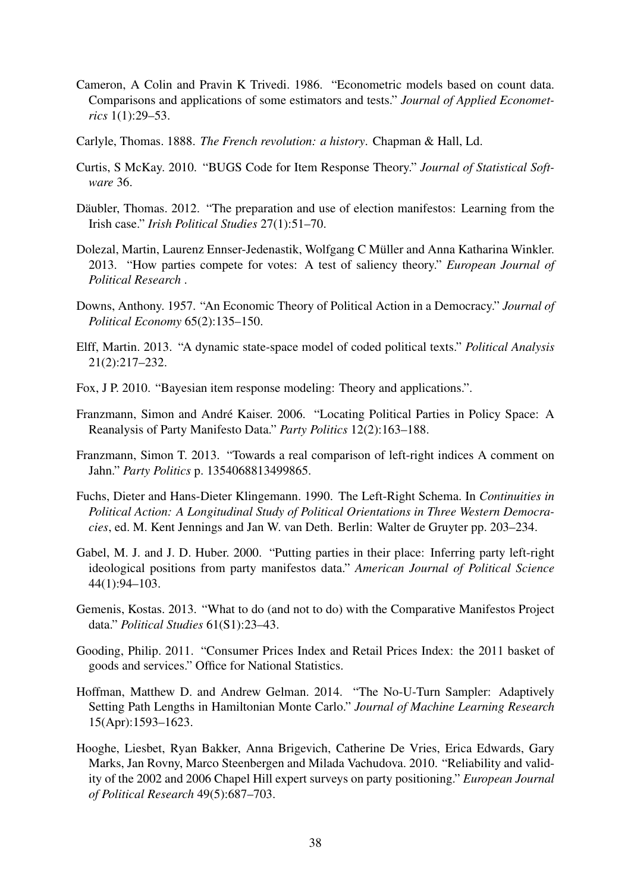Cameron, A Colin and Pravin K Trivedi. 1986. "Econometric models based on count data. Comparisons and applications of some estimators and tests." *Journal of Applied Econometrics* 1(1):29–53.

Carlyle, Thomas. 1888. *The French revolution: a history*. Chapman & Hall, Ld.

Curtis, S McKay. 2010. "BUGS Code for Item Response Theory." *Journal of Statistical Software* 36.

Däubler, Thomas. 2012. "The preparation and use of election manifestos: Learning from the Irish case." *Irish Political Studies* 27(1):51–70.

Dolezal, Martin, Laurenz Ennser-Jedenastik, Wolfgang C Müller and Anna Katharina Winkler. 2013. "How parties compete for votes: A test of saliency theory." *European Journal of Political Research* .

Downs, Anthony. 1957. "An Economic Theory of Political Action in a Democracy." *Journal of Political Economy* 65(2):135–150.

Elff, Martin. 2013. "A dynamic state-space model of coded political texts." *Political Analysis* 21(2):217–232.

Fox, J P. 2010. "Bayesian item response modeling: Theory and applications.".

Franzmann, Simon and André Kaiser. 2006. "Locating Political Parties in Policy Space: A Reanalysis of Party Manifesto Data." *Party Politics* 12(2):163–188.

Franzmann, Simon T. 2013. "Towards a real comparison of left-right indices A comment on Jahn." *Party Politics* p. 1354068813499865.

Fuchs, Dieter and Hans-Dieter Klingemann. 1990. The Left-Right Schema. In *Continuities in Political Action: A Longitudinal Study of Political Orientations in Three Western Democracies*, ed. M. Kent Jennings and Jan W. van Deth. Berlin: Walter de Gruyter pp. 203–234.

Gabel, M. J. and J. D. Huber. 2000. "Putting parties in their place: Inferring party left-right ideological positions from party manifestos data." *American Journal of Political Science* 44(1):94–103.

Gemenis, Kostas. 2013. "What to do (and not to do) with the Comparative Manifestos Project data." *Political Studies* 61(S1):23–43.

Gooding, Philip. 2011. "Consumer Prices Index and Retail Prices Index: the 2011 basket of goods and services." Office for National Statistics.

Hoffman, Matthew D. and Andrew Gelman. 2014. "The No-U-Turn Sampler: Adaptively Setting Path Lengths in Hamiltonian Monte Carlo." *Journal of Machine Learning Research* 15(Apr):1593–1623.

Hooghe, Liesbet, Ryan Bakker, Anna Brigevich, Catherine De Vries, Erica Edwards, Gary Marks, Jan Rovny, Marco Steenbergen and Milada Vachudova. 2010. "Reliability and validity of the 2002 and 2006 Chapel Hill expert surveys on party positioning." *European Journal of Political Research* 49(5):687–703.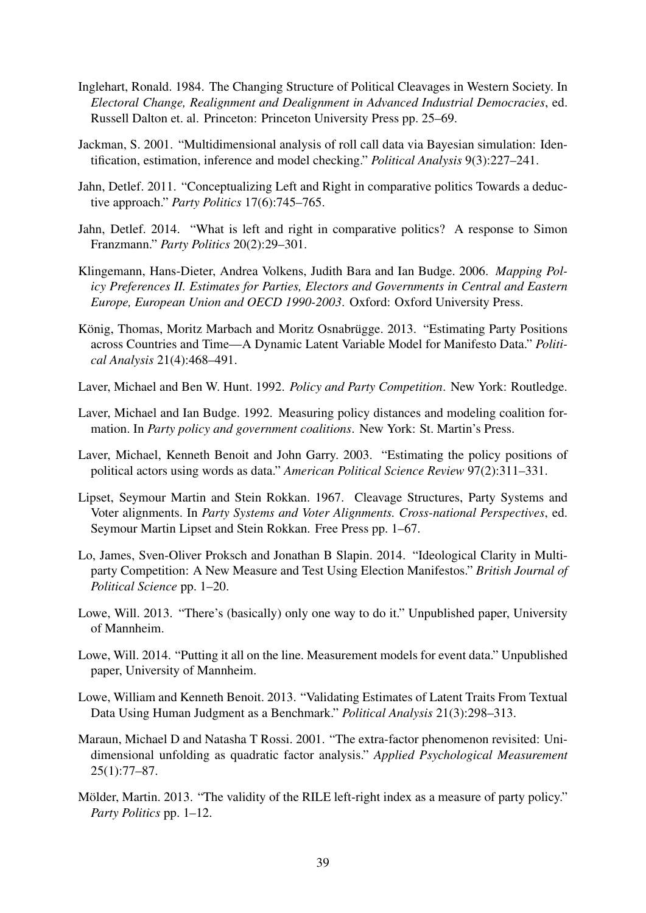Inglehart, Ronald. 1984. The Changing Structure of Political Cleavages in Western Society. In *Electoral Change, Realignment and Dealignment in Advanced Industrial Democracies*, ed. Russell Dalton et. al. Princeton: Princeton University Press pp. 25–69.

Jackman, S. 2001. "Multidimensional analysis of roll call data via Bayesian simulation: Identification, estimation, inference and model checking." *Political Analysis* 9(3):227–241.

Jahn, Detlef. 2011. "Conceptualizing Left and Right in comparative politics Towards a deductive approach." *Party Politics* 17(6):745–765.

Jahn, Detlef. 2014. "What is left and right in comparative politics? A response to Simon Franzmann." *Party Politics* 20(2):29–301.

Klingemann, Hans-Dieter, Andrea Volkens, Judith Bara and Ian Budge. 2006. *Mapping Policy Preferences II. Estimates for Parties, Electors and Governments in Central and Eastern Europe, European Union and OECD 1990-2003*. Oxford: Oxford University Press.

König, Thomas, Moritz Marbach and Moritz Osnabrügge. 2013. "Estimating Party Positions across Countries and Time—A Dynamic Latent Variable Model for Manifesto Data." *Political Analysis* 21(4):468–491.

Laver, Michael and Ben W. Hunt. 1992. *Policy and Party Competition*. New York: Routledge.

Laver, Michael and Ian Budge. 1992. Measuring policy distances and modeling coalition formation. In *Party policy and government coalitions*. New York: St. Martin's Press.

Laver, Michael, Kenneth Benoit and John Garry. 2003. "Estimating the policy positions of political actors using words as data." *American Political Science Review* 97(2):311–331.

Lipset, Seymour Martin and Stein Rokkan. 1967. Cleavage Structures, Party Systems and Voter alignments. In *Party Systems and Voter Alignments. Cross-national Perspectives*, ed. Seymour Martin Lipset and Stein Rokkan. Free Press pp. 1–67.

Lo, James, Sven-Oliver Proksch and Jonathan B Slapin. 2014. "Ideological Clarity in Multiparty Competition: A New Measure and Test Using Election Manifestos." *British Journal of Political Science* pp. 1–20.

Lowe, Will. 2013. "There's (basically) only one way to do it." Unpublished paper, University of Mannheim.

Lowe, Will. 2014. "Putting it all on the line. Measurement models for event data." Unpublished paper, University of Mannheim.

Lowe, William and Kenneth Benoit. 2013. "Validating Estimates of Latent Traits From Textual Data Using Human Judgment as a Benchmark." *Political Analysis* 21(3):298–313.

Maraun, Michael D and Natasha T Rossi. 2001. "The extra-factor phenomenon revisited: Unidimensional unfolding as quadratic factor analysis." *Applied Psychological Measurement* 25(1):77–87.

Mölder, Martin. 2013. "The validity of the RILE left-right index as a measure of party policy." *Party Politics* pp. 1–12.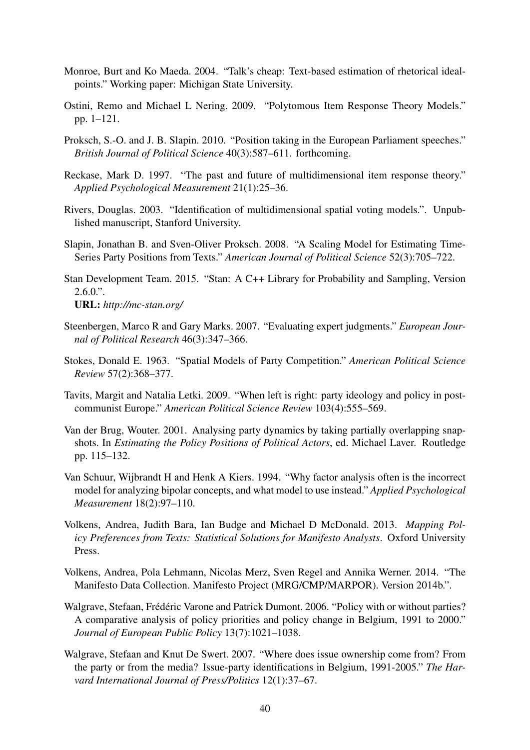Monroe, Burt and Ko Maeda. 2004. "Talk's cheap: Text-based estimation of rhetorical ideal-points." Working paper: Michigan State University.

Ostini, Remo and Michael L Nering. 2009. "Polytomous Item Response Theory Models." pp. 1–121.

Proksch, S.-O. and J. B. Slapin. 2010. "Position taking in the European Parliament speeches." *British Journal of Political Science* 40(3):587–611. forthcoming.

Reckase, Mark D. 1997. "The past and future of multidimensional item response theory." *Applied Psychological Measurement* 21(1):25–36.

Rivers, Douglas. 2003. "Identification of multidimensional spatial voting models.". Unpublished manuscript, Stanford University.

Slapin, Jonathan B. and Sven-Oliver Proksch. 2008. "A Scaling Model for Estimating Time-Series Party Positions from Texts." *American Journal of Political Science* 52(3):705–722.

Stan Development Team. 2015. "Stan: A C++ Library for Probability and Sampling, Version 2.6.0.".
**URL:** *http://mc-stan.org/*

Steenbergen, Marco R and Gary Marks. 2007. "Evaluating expert judgments." *European Journal of Political Research* 46(3):347–366.

Stokes, Donald E. 1963. "Spatial Models of Party Competition." *American Political Science Review* 57(2):368–377.

Tavits, Margit and Natalia Letki. 2009. "When left is right: party ideology and policy in post-communist Europe." *American Political Science Review* 103(4):555–569.

Van der Brug, Wouter. 2001. Analysing party dynamics by taking partially overlapping snapshots. In *Estimating the Policy Positions of Political Actors*, ed. Michael Laver. Routledge pp. 115–132.

Van Schuur, Wijbrandt H and Henk A Kiers. 1994. "Why factor analysis often is the incorrect model for analyzing bipolar concepts, and what model to use instead." *Applied Psychological Measurement* 18(2):97–110.

Volkens, Andrea, Judith Bara, Ian Budge and Michael D McDonald. 2013. *Mapping Policy Preferences from Texts: Statistical Solutions for Manifesto Analysts*. Oxford University Press.

Volkens, Andrea, Pola Lehmann, Nicolas Merz, Sven Regel and Annika Werner. 2014. "The Manifesto Data Collection. Manifesto Project (MRG/CMP/MARPOR). Version 2014b.".

Walgrave, Stefaan, Frédéric Varone and Patrick Dumont. 2006. "Policy with or without parties? A comparative analysis of policy priorities and policy change in Belgium, 1991 to 2000." *Journal of European Public Policy* 13(7):1021–1038.

Walgrave, Stefaan and Knut De Swert. 2007. "Where does issue ownership come from? From the party or from the media? Issue-party identifications in Belgium, 1991-2005." *The Harvard International Journal of Press/Politics* 12(1):37–67.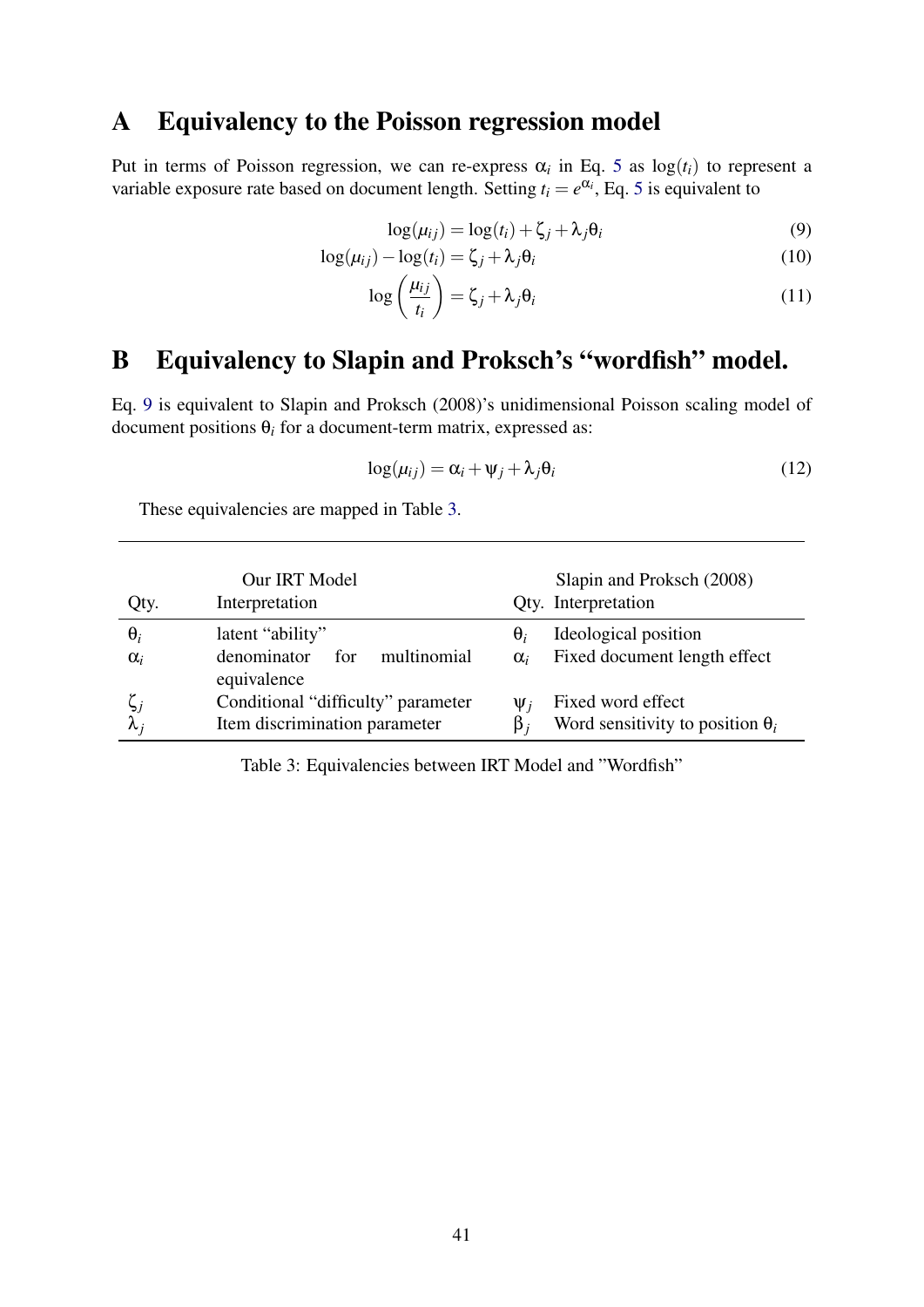# A Equivalency to the Poisson regression model

Put in terms of Poisson regression, we can re-express $\alpha_i$ in Eq. 5 as $\log(t_i)$ to represent a variable exposure rate based on document length. Setting $t_i = e^{\alpha_i}$, Eq. 5 is equivalent to

$$\log(\mu_{ij}) = \log(t_i) + \zeta_j + \lambda_j \theta_i \tag{9}$$

$$\log(\mu_{ij}) - \log(t_i) = \zeta_j + \lambda_j \theta_i \tag{10}$$

$$\log\left(\frac{\mu_{ij}}{t_i}\right) = \zeta_j + \lambda_j \theta_i \tag{11}$$

# B Equivalency to Slapin and Proksch's "wordfish" model.

Eq. 9 is equivalent to Slapin and Proksch (2008)'s unidimensional Poisson scaling model of document positions $\theta_i$ for a document-term matrix, expressed as:

$$\log(\mu_{ij}) = \alpha_i + \psi_j + \lambda_j \theta_i \tag{12}$$

These equivalencies are mapped in Table 3.

| | Our IRT Model | | Slapin and Proksch (2008) |
|---|---|---|---|
| Qty. | Interpretation | Qty. | Interpretation |
| $\theta_i$ | latent "ability" | $\theta_i$ | Ideological position |
| $\alpha_i$ | denominator for multinomial equivalence | $\alpha_i$ | Fixed document length effect |
| $\zeta_j$ | Conditional "difficulty" parameter | $\psi_j$ | Fixed word effect |
| $\lambda_j$ | Item discrimination parameter | $\beta_j$ | Word sensitivity to position $\theta_i$ |

Table 3: Equivalencies between IRT Model and "Wordfish"